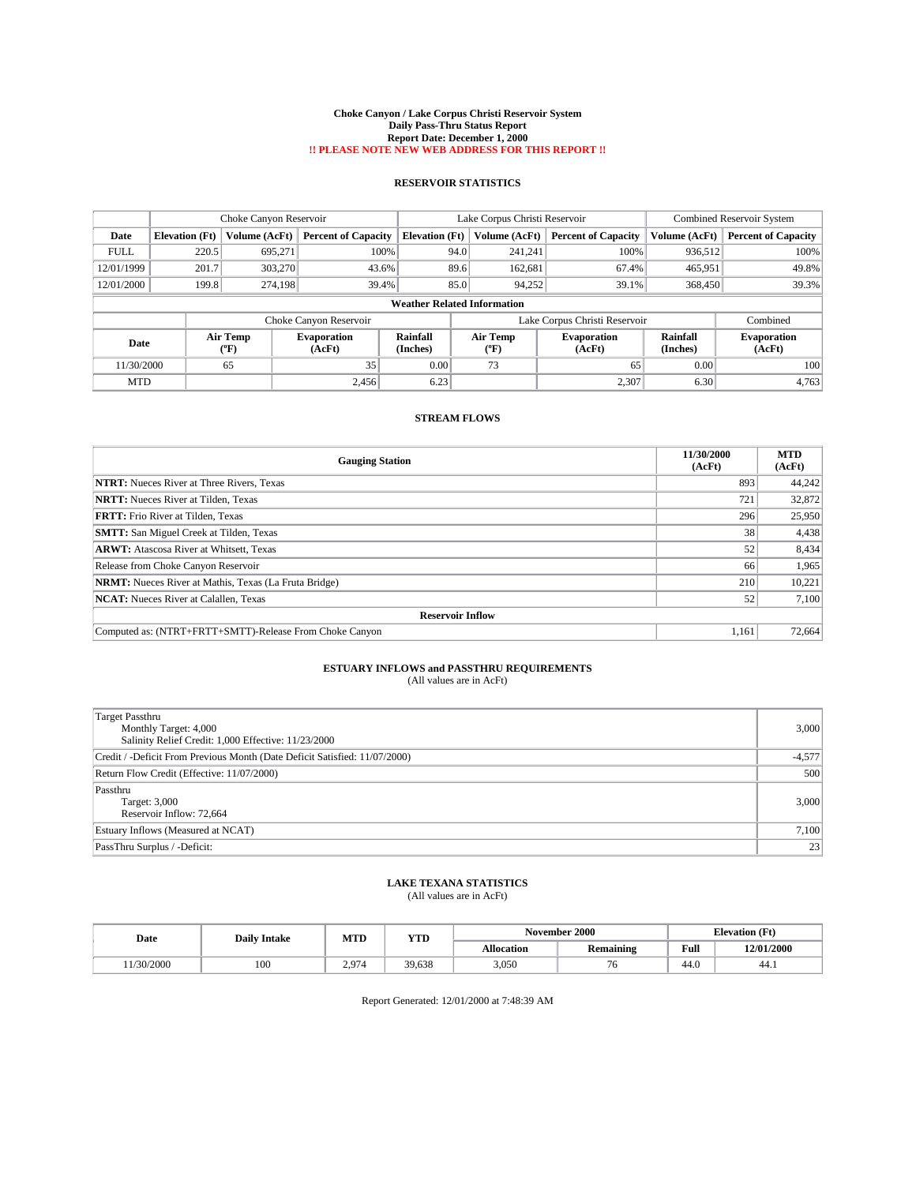# Choke Canyon / Lake Corpus Christi Reservoir System
## Daily Pass-Thru Status Report
## Report Date: December 1, 2000
## !! PLEASE NOTE NEW WEB ADDRESS FOR THIS REPORT !!

### RESERVOIR STATISTICS

| | Choke Canyon Reservoir | | | Lake Corpus Christi Reservoir | | | Combined Reservoir System | |
|---|---|---|---|---|---|---|---|---|
| Date | Elevation (Ft) | Volume (AcFt) | Percent of Capacity | Elevation (Ft) | Volume (AcFt) | Percent of Capacity | Volume (AcFt) | Percent of Capacity |
| FULL | 220.5 | 695,271 | 100% | 94.0 | 241,241 | 100% | 936,512 | 100% |
| 12/01/1999 | 201.7 | 303,270 | 43.6% | 89.6 | 162,681 | 67.4% | 465,951 | 49.8% |
| 12/01/2000 | 199.8 | 274,198 | 39.4% | 85.0 | 94,252 | 39.1% | 368,450 | 39.3% |

#### Weather Related Information

| | Choke Canyon Reservoir | | | Lake Corpus Christi Reservoir | | | Combined |
|---|---|---|---|---|---|---|---|
| Date | Air Temp (ºF) | Evaporation (AcFt) | Rainfall (Inches) | Air Temp (ºF) | Evaporation (AcFt) | Rainfall (Inches) | Evaporation (AcFt) |
| 11/30/2000 | 65 | 35 | 0.00 | 73 | 65 | 0.00 | 100 |
| MTD | | 2,456 | 6.23 | | 2,307 | 6.30 | 4,763 |

### STREAM FLOWS

| Gauging Station | 11/30/2000 (AcFt) | MTD (AcFt) |
|---|---|---|
| **NTRT:** Nueces River at Three Rivers, Texas | 893 | 44,242 |
| **NRTT:** Nueces River at Tilden, Texas | 721 | 32,872 |
| **FRTT:** Frio River at Tilden, Texas | 296 | 25,950 |
| **SMTT:** San Miguel Creek at Tilden, Texas | 38 | 4,438 |
| **ARWT:** Atascosa River at Whitsett, Texas | 52 | 8,434 |
| Release from Choke Canyon Reservoir | 66 | 1,965 |
| **NRMT:** Nueces River at Mathis, Texas (La Fruta Bridge) | 210 | 10,221 |
| **NCAT:** Nueces River at Calallen, Texas | 52 | 7,100 |
| **Reservoir Inflow** | | |
| Computed as: (NTRT+FRTT+SMTT)-Release From Choke Canyon | 1,161 | 72,664 |

### ESTUARY INFLOWS and PASSTHRU REQUIREMENTS
(All values are in AcFt)

| | |
|---|---|
| Target Passthru<br>Monthly Target: 4,000<br>Salinity Relief Credit: 1,000 Effective: 11/23/2000 | 3,000 |
| Credit / -Deficit From Previous Month (Date Deficit Satisfied: 11/07/2000) | -4,577 |
| Return Flow Credit (Effective: 11/07/2000) | 500 |
| Passthru<br>Target: 3,000<br>Reservoir Inflow: 72,664 | 3,000 |
| Estuary Inflows (Measured at NCAT) | 7,100 |
| PassThru Surplus / -Deficit: | 23 |

### LAKE TEXANA STATISTICS
(All values are in AcFt)

| Date | Daily Intake | MTD | YTD | November 2000 | | Elevation (Ft) | |
|---|---|---|---|---|---|---|---|
| | | | | Allocation | Remaining | Full | 12/01/2000 |
| 11/30/2000 | 100 | 2,974 | 39,638 | 3,050 | 76 | 44.0 | 44.1 |

Report Generated: 12/01/2000 at 7:48:39 AM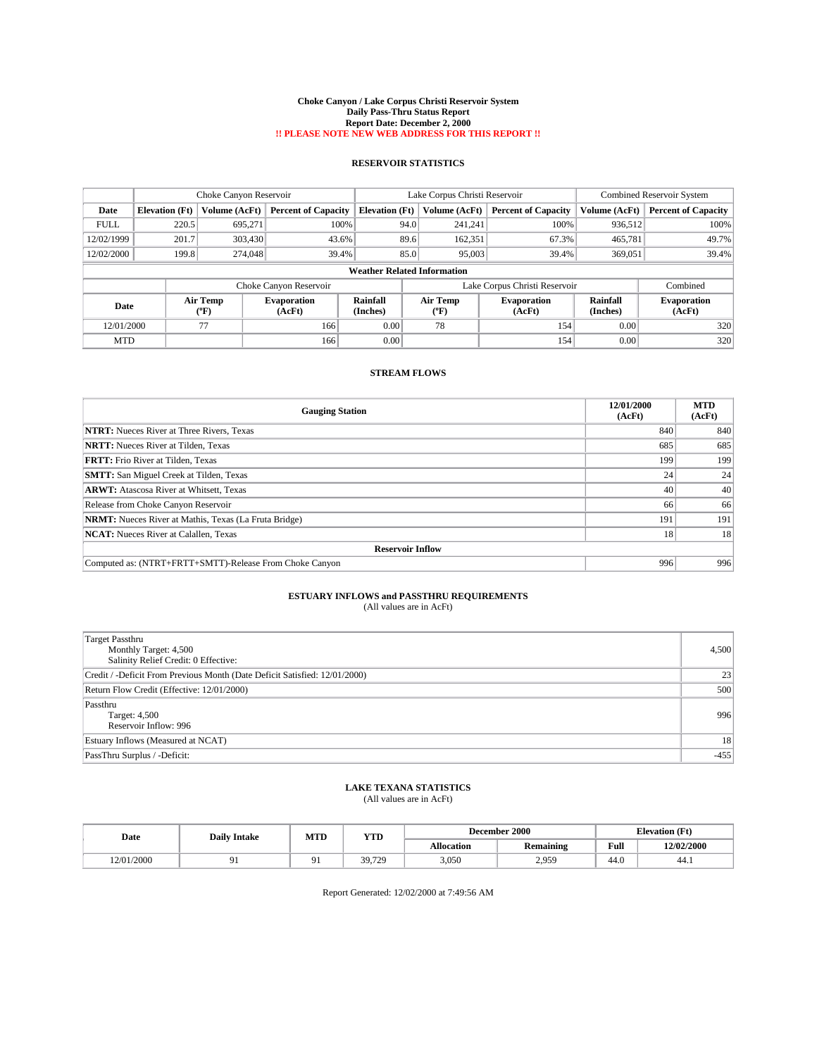# Choke Canyon / Lake Corpus Christi Reservoir System
## Daily Pass-Thru Status Report
## Report Date: December 2, 2000
## !! PLEASE NOTE NEW WEB ADDRESS FOR THIS REPORT !!

### RESERVOIR STATISTICS

| | Choke Canyon Reservoir | | | Lake Corpus Christi Reservoir | | | Combined Reservoir System | |
|---|---|---|---|---|---|---|---|---|
| **Date** | **Elevation (Ft)** | **Volume (AcFt)** | **Percent of Capacity** | **Elevation (Ft)** | **Volume (AcFt)** | **Percent of Capacity** | **Volume (AcFt)** | **Percent of Capacity** |
| FULL | 220.5 | 695,271 | 100% | 94.0 | 241,241 | 100% | 936,512 | 100% |
| 12/02/1999 | 201.7 | 303,430 | 43.6% | 89.6 | 162,351 | 67.3% | 465,781 | 49.7% |
| 12/02/2000 | 199.8 | 274,048 | 39.4% | 85.0 | 95,003 | 39.4% | 369,051 | 39.4% |

**Weather Related Information**

| | Choke Canyon Reservoir | | | Lake Corpus Christi Reservoir | | | Combined |
|---|---|---|---|---|---|---|---|
| **Date** | **Air Temp (ºF)** | **Evaporation (AcFt)** | **Rainfall (Inches)** | **Air Temp (ºF)** | **Evaporation (AcFt)** | **Rainfall (Inches)** | **Evaporation (AcFt)** |
| 12/01/2000 | 77 | 166 | 0.00 | 78 | 154 | 0.00 | 320 |
| MTD | | 166 | 0.00 | | 154 | 0.00 | 320 |

### STREAM FLOWS

| Gauging Station | 12/01/2000 (AcFt) | MTD (AcFt) |
|---|---|---|
| **NTRT:** Nueces River at Three Rivers, Texas | 840 | 840 |
| **NRTT:** Nueces River at Tilden, Texas | 685 | 685 |
| **FRTT:** Frio River at Tilden, Texas | 199 | 199 |
| **SMTT:** San Miguel Creek at Tilden, Texas | 24 | 24 |
| **ARWT:** Atascosa River at Whitsett, Texas | 40 | 40 |
| Release from Choke Canyon Reservoir | 66 | 66 |
| **NRMT:** Nueces River at Mathis, Texas (La Fruta Bridge) | 191 | 191 |
| **NCAT:** Nueces River at Calallen, Texas | 18 | 18 |
| **Reservoir Inflow** | | |
| Computed as: (NTRT+FRTT+SMTT)-Release From Choke Canyon | 996 | 996 |

### ESTUARY INFLOWS and PASSTHRU REQUIREMENTS
(All values are in AcFt)

| | |
|---|---|
| Target Passthru<br>Monthly Target: 4,500<br>Salinity Relief Credit: 0 Effective: | 4,500 |
| Credit / -Deficit From Previous Month (Date Deficit Satisfied: 12/01/2000) | 23 |
| Return Flow Credit (Effective: 12/01/2000) | 500 |
| Passthru<br>Target: 4,500<br>Reservoir Inflow: 996 | 996 |
| Estuary Inflows (Measured at NCAT) | 18 |
| PassThru Surplus / -Deficit: | -455 |

### LAKE TEXANA STATISTICS
(All values are in AcFt)

| Date | Daily Intake | MTD | YTD | December 2000 | | Elevation (Ft) | |
|---|---|---|---|---|---|---|---|
| | | | | **Allocation** | **Remaining** | **Full** | **12/02/2000** |
| 12/01/2000 | 91 | 91 | 39,729 | 3,050 | 2,959 | 44.0 | 44.1 |

Report Generated: 12/02/2000 at 7:49:56 AM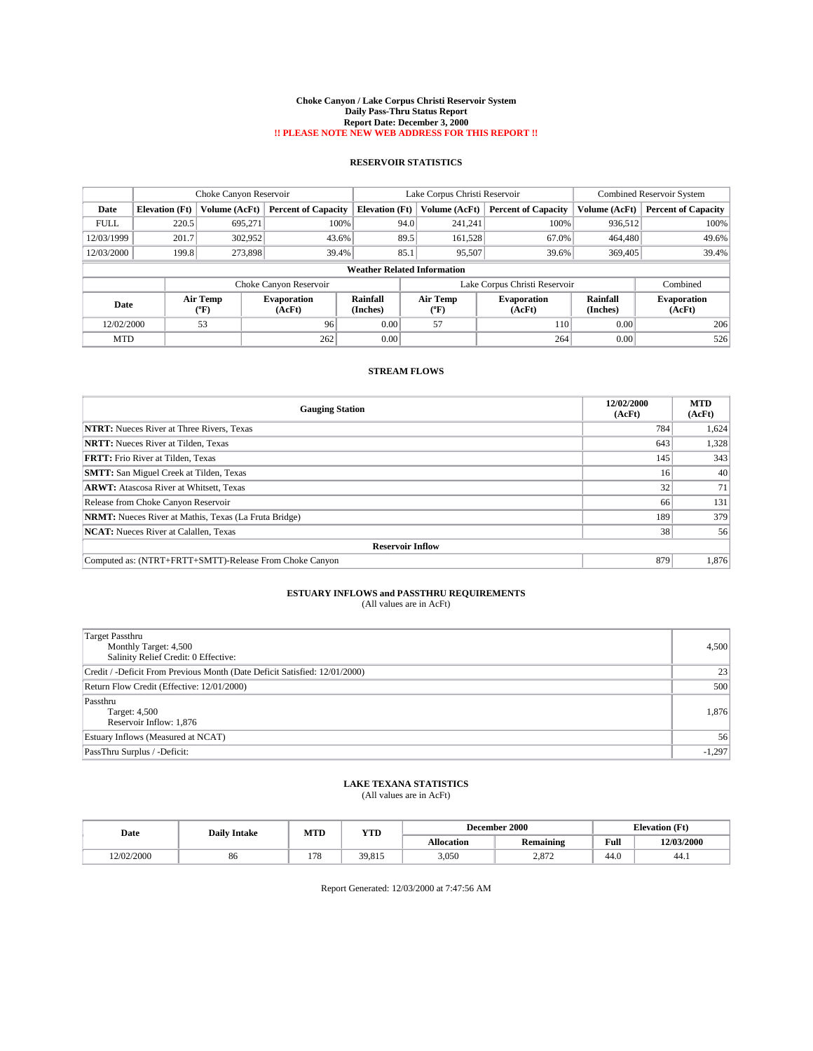# Choke Canyon / Lake Corpus Christi Reservoir System
## Daily Pass-Thru Status Report
## Report Date: December 3, 2000
## !! PLEASE NOTE NEW WEB ADDRESS FOR THIS REPORT !!

### RESERVOIR STATISTICS

| | Choke Canyon Reservoir | | | Lake Corpus Christi Reservoir | | | Combined Reservoir System | |
|---|---|---|---|---|---|---|---|---|
| Date | Elevation (Ft) | Volume (AcFt) | Percent of Capacity | Elevation (Ft) | Volume (AcFt) | Percent of Capacity | Volume (AcFt) | Percent of Capacity |
| FULL | 220.5 | 695,271 | 100% | 94.0 | 241,241 | 100% | 936,512 | 100% |
| 12/03/1999 | 201.7 | 302,952 | 43.6% | 89.5 | 161,528 | 67.0% | 464,480 | 49.6% |
| 12/03/2000 | 199.8 | 273,898 | 39.4% | 85.1 | 95,507 | 39.6% | 369,405 | 39.4% |

**Weather Related Information**

| | Choke Canyon Reservoir | | | Lake Corpus Christi Reservoir | | | Combined |
|---|---|---|---|---|---|---|---|
| Date | Air Temp (ºF) | Evaporation (AcFt) | Rainfall (Inches) | Air Temp (ºF) | Evaporation (AcFt) | Rainfall (Inches) | Evaporation (AcFt) |
| 12/02/2000 | 53 | 96 | 0.00 | 57 | 110 | 0.00 | 206 |
| MTD | | 262 | 0.00 | | 264 | 0.00 | 526 |

### STREAM FLOWS

| Gauging Station | 12/02/2000 (AcFt) | MTD (AcFt) |
|---|---|---|
| **NTRT:** Nueces River at Three Rivers, Texas | 784 | 1,624 |
| **NRTT:** Nueces River at Tilden, Texas | 643 | 1,328 |
| **FRTT:** Frio River at Tilden, Texas | 145 | 343 |
| **SMTT:** San Miguel Creek at Tilden, Texas | 16 | 40 |
| **ARWT:** Atascosa River at Whitsett, Texas | 32 | 71 |
| Release from Choke Canyon Reservoir | 66 | 131 |
| **NRMT:** Nueces River at Mathis, Texas (La Fruta Bridge) | 189 | 379 |
| **NCAT:** Nueces River at Calallen, Texas | 38 | 56 |
| **Reservoir Inflow** | | |
| Computed as: (NTRT+FRTT+SMTT)-Release From Choke Canyon | 879 | 1,876 |

### ESTUARY INFLOWS and PASSTHRU REQUIREMENTS
(All values are in AcFt)

| | |
|---|---|
| Target Passthru<br>Monthly Target: 4,500<br>Salinity Relief Credit: 0 Effective: | 4,500 |
| Credit / -Deficit From Previous Month (Date Deficit Satisfied: 12/01/2000) | 23 |
| Return Flow Credit (Effective: 12/01/2000) | 500 |
| Passthru<br>Target: 4,500<br>Reservoir Inflow: 1,876 | 1,876 |
| Estuary Inflows (Measured at NCAT) | 56 |
| PassThru Surplus / -Deficit: | -1,297 |

### LAKE TEXANA STATISTICS
(All values are in AcFt)

| Date | Daily Intake | MTD | YTD | December 2000 | | Elevation (Ft) | |
|---|---|---|---|---|---|---|---|
| | | | | Allocation | Remaining | Full | 12/03/2000 |
| 12/02/2000 | 86 | 178 | 39,815 | 3,050 | 2,872 | 44.0 | 44.1 |

Report Generated: 12/03/2000 at 7:47:56 AM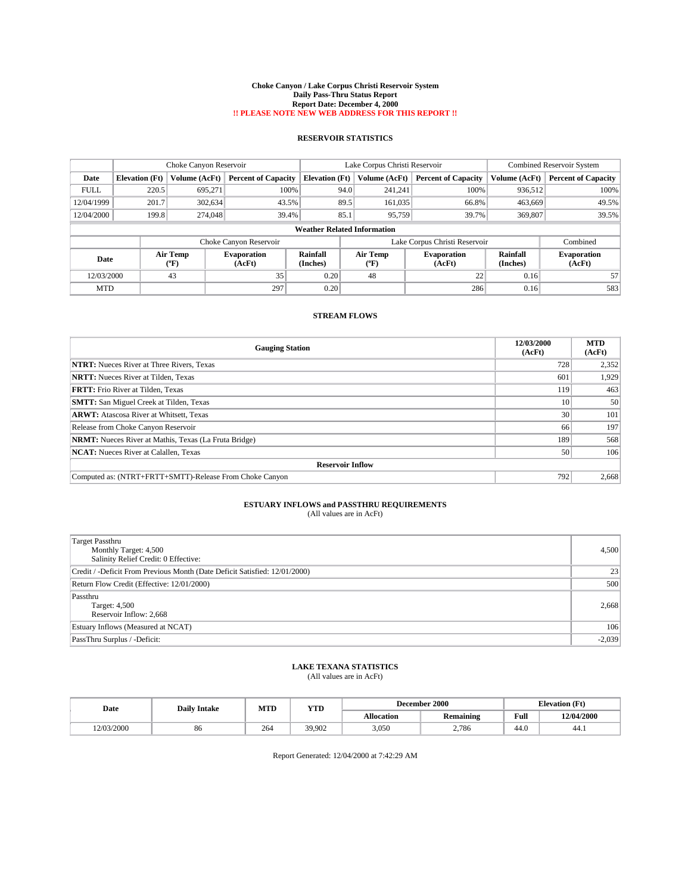# Choke Canyon / Lake Corpus Christi Reservoir System
## Daily Pass-Thru Status Report
## Report Date: December 4, 2000
## !! PLEASE NOTE NEW WEB ADDRESS FOR THIS REPORT !!

### RESERVOIR STATISTICS

| | Choke Canyon Reservoir | | | Lake Corpus Christi Reservoir | | | Combined Reservoir System | |
|---|---|---|---|---|---|---|---|---|
| Date | Elevation (Ft) | Volume (AcFt) | Percent of Capacity | Elevation (Ft) | Volume (AcFt) | Percent of Capacity | Volume (AcFt) | Percent of Capacity |
| FULL | 220.5 | 695,271 | 100% | 94.0 | 241,241 | 100% | 936,512 | 100% |
| 12/04/1999 | 201.7 | 302,634 | 43.5% | 89.5 | 161,035 | 66.8% | 463,669 | 49.5% |
| 12/04/2000 | 199.8 | 274,048 | 39.4% | 85.1 | 95,759 | 39.7% | 369,807 | 39.5% |

**Weather Related Information**

| | Choke Canyon Reservoir | | | Lake Corpus Christi Reservoir | | | Combined |
|---|---|---|---|---|---|---|---|
| Date | Air Temp (°F) | Evaporation (AcFt) | Rainfall (Inches) | Air Temp (°F) | Evaporation (AcFt) | Rainfall (Inches) | Evaporation (AcFt) |
| 12/03/2000 | 43 | 35 | 0.20 | 48 | 22 | 0.16 | 57 |
| MTD | | 297 | 0.20 | | 286 | 0.16 | 583 |

### STREAM FLOWS

| Gauging Station | 12/03/2000 (AcFt) | MTD (AcFt) |
|---|---|---|
| **NTRT:** Nueces River at Three Rivers, Texas | 728 | 2,352 |
| **NRTT:** Nueces River at Tilden, Texas | 601 | 1,929 |
| **FRTT:** Frio River at Tilden, Texas | 119 | 463 |
| **SMTT:** San Miguel Creek at Tilden, Texas | 10 | 50 |
| **ARWT:** Atascosa River at Whitsett, Texas | 30 | 101 |
| Release from Choke Canyon Reservoir | 66 | 197 |
| **NRMT:** Nueces River at Mathis, Texas (La Fruta Bridge) | 189 | 568 |
| **NCAT:** Nueces River at Calallen, Texas | 50 | 106 |
| **Reservoir Inflow** | | |
| Computed as: (NTRT+FRTT+SMTT)-Release From Choke Canyon | 792 | 2,668 |

### ESTUARY INFLOWS and PASSTHRU REQUIREMENTS
(All values are in AcFt)

| | |
|---|---|
| Target Passthru<br>Monthly Target: 4,500<br>Salinity Relief Credit: 0 Effective: | 4,500 |
| Credit / -Deficit From Previous Month (Date Deficit Satisfied: 12/01/2000) | 23 |
| Return Flow Credit (Effective: 12/01/2000) | 500 |
| Passthru<br>Target: 4,500<br>Reservoir Inflow: 2,668 | 2,668 |
| Estuary Inflows (Measured at NCAT) | 106 |
| PassThru Surplus / -Deficit: | -2,039 |

### LAKE TEXANA STATISTICS
(All values are in AcFt)

| Date | Daily Intake | MTD | YTD | December 2000 | | Elevation (Ft) | |
|---|---|---|---|---|---|---|---|
| | | | | Allocation | Remaining | Full | 12/04/2000 |
| 12/03/2000 | 86 | 264 | 39,902 | 3,050 | 2,786 | 44.0 | 44.1 |

Report Generated: 12/04/2000 at 7:42:29 AM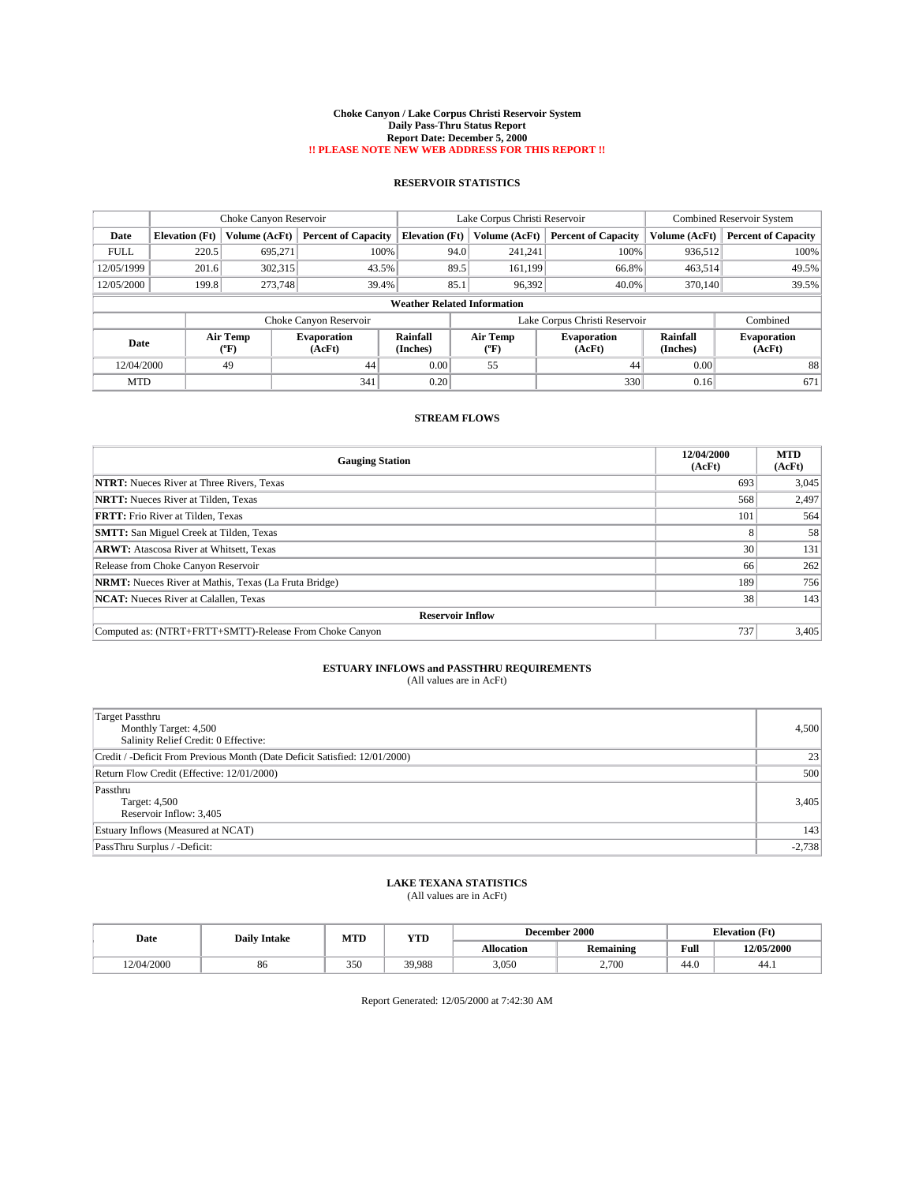# Choke Canyon / Lake Corpus Christi Reservoir System
## Daily Pass-Thru Status Report
## Report Date: December 5, 2000
## !! PLEASE NOTE NEW WEB ADDRESS FOR THIS REPORT !!

### RESERVOIR STATISTICS

| | Choke Canyon Reservoir | | | Lake Corpus Christi Reservoir | | | Combined Reservoir System | |
|---|---|---|---|---|---|---|---|---|
| Date | Elevation (Ft) | Volume (AcFt) | Percent of Capacity | Elevation (Ft) | Volume (AcFt) | Percent of Capacity | Volume (AcFt) | Percent of Capacity |
| FULL | 220.5 | 695,271 | 100% | 94.0 | 241,241 | 100% | 936,512 | 100% |
| 12/05/1999 | 201.6 | 302,315 | 43.5% | 89.5 | 161,199 | 66.8% | 463,514 | 49.5% |
| 12/05/2000 | 199.8 | 273,748 | 39.4% | 85.1 | 96,392 | 40.0% | 370,140 | 39.5% |

**Weather Related Information**

| | Choke Canyon Reservoir | | | Lake Corpus Christi Reservoir | | | Combined |
|---|---|---|---|---|---|---|---|
| Date | Air Temp (ºF) | Evaporation (AcFt) | Rainfall (Inches) | Air Temp (ºF) | Evaporation (AcFt) | Rainfall (Inches) | Evaporation (AcFt) |
| 12/04/2000 | 49 | 44 | 0.00 | 55 | 44 | 0.00 | 88 |
| MTD | | 341 | 0.20 | | 330 | 0.16 | 671 |

### STREAM FLOWS

| Gauging Station | 12/04/2000 (AcFt) | MTD (AcFt) |
|---|---|---|
| **NTRT:** Nueces River at Three Rivers, Texas | 693 | 3,045 |
| **NRTT:** Nueces River at Tilden, Texas | 568 | 2,497 |
| **FRTT:** Frio River at Tilden, Texas | 101 | 564 |
| **SMTT:** San Miguel Creek at Tilden, Texas | 8 | 58 |
| **ARWT:** Atascosa River at Whitsett, Texas | 30 | 131 |
| Release from Choke Canyon Reservoir | 66 | 262 |
| **NRMT:** Nueces River at Mathis, Texas (La Fruta Bridge) | 189 | 756 |
| **NCAT:** Nueces River at Calallen, Texas | 38 | 143 |
| **Reservoir Inflow** | | |
| Computed as: (NTRT+FRTT+SMTT)-Release From Choke Canyon | 737 | 3,405 |

### ESTUARY INFLOWS and PASSTHRU REQUIREMENTS
(All values are in AcFt)

| | |
|---|---|
| Target Passthru<br>Monthly Target: 4,500<br>Salinity Relief Credit: 0 Effective: | 4,500 |
| Credit / -Deficit From Previous Month (Date Deficit Satisfied: 12/01/2000) | 23 |
| Return Flow Credit (Effective: 12/01/2000) | 500 |
| Passthru<br>Target: 4,500<br>Reservoir Inflow: 3,405 | 3,405 |
| Estuary Inflows (Measured at NCAT) | 143 |
| PassThru Surplus / -Deficit: | -2,738 |

### LAKE TEXANA STATISTICS
(All values are in AcFt)

| Date | Daily Intake | MTD | YTD | December 2000 | | Elevation (Ft) | |
|---|---|---|---|---|---|---|---|
| | | | | Allocation | Remaining | Full | 12/05/2000 |
| 12/04/2000 | 86 | 350 | 39,988 | 3,050 | 2,700 | 44.0 | 44.1 |

Report Generated: 12/05/2000 at 7:42:30 AM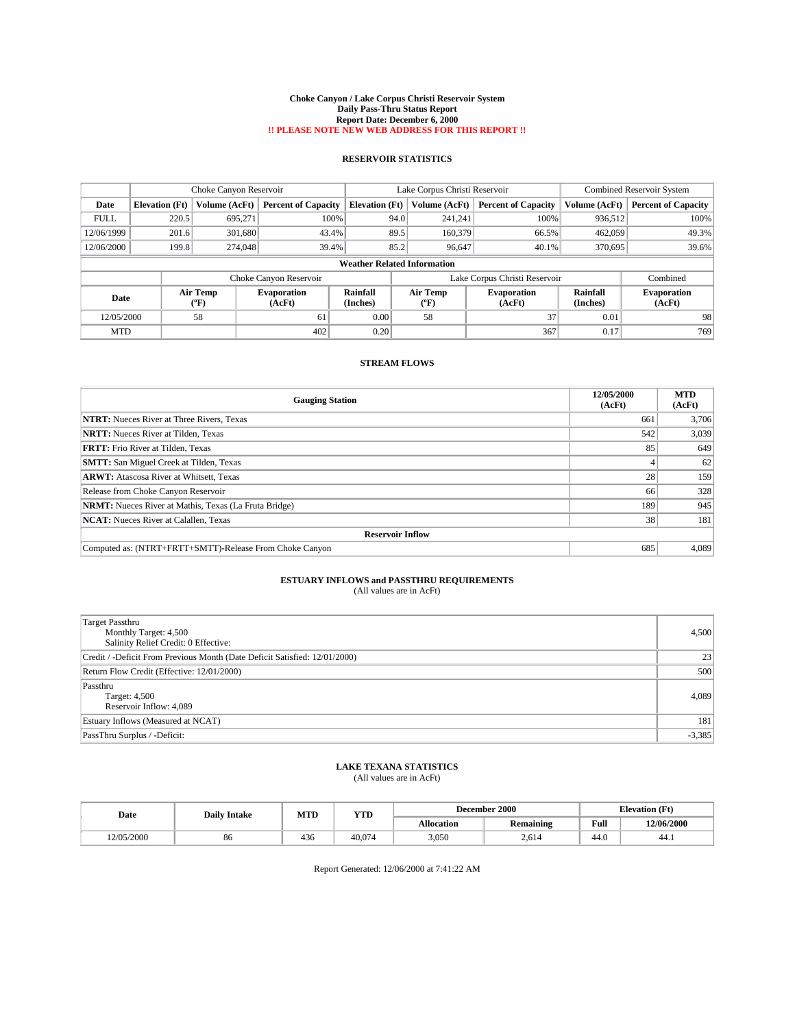# Choke Canyon / Lake Corpus Christi Reservoir System
## Daily Pass-Thru Status Report
## Report Date: December 6, 2000
## !! PLEASE NOTE NEW WEB ADDRESS FOR THIS REPORT !!

### RESERVOIR STATISTICS

| | Choke Canyon Reservoir | | | Lake Corpus Christi Reservoir | | | Combined Reservoir System | |
|---|---|---|---|---|---|---|---|---|
| Date | Elevation (Ft) | Volume (AcFt) | Percent of Capacity | Elevation (Ft) | Volume (AcFt) | Percent of Capacity | Volume (AcFt) | Percent of Capacity |
| FULL | 220.5 | 695,271 | 100% | 94.0 | 241,241 | 100% | 936,512 | 100% |
| 12/06/1999 | 201.6 | 301,680 | 43.4% | 89.5 | 160,379 | 66.5% | 462,059 | 49.3% |
| 12/06/2000 | 199.8 | 274,048 | 39.4% | 85.2 | 96,647 | 40.1% | 370,695 | 39.6% |

**Weather Related Information**

| | Choke Canyon Reservoir | | | Lake Corpus Christi Reservoir | | | Combined |
|---|---|---|---|---|---|---|---|
| Date | Air Temp (°F) | Evaporation (AcFt) | Rainfall (Inches) | Air Temp (°F) | Evaporation (AcFt) | Rainfall (Inches) | Evaporation (AcFt) |
| 12/05/2000 | 58 | 61 | 0.00 | 58 | 37 | 0.01 | 98 |
| MTD | | 402 | 0.20 | | 367 | 0.17 | 769 |

### STREAM FLOWS

| Gauging Station | 12/05/2000 (AcFt) | MTD (AcFt) |
|---|---|---|
| **NTRT:** Nueces River at Three Rivers, Texas | 661 | 3,706 |
| **NRTT:** Nueces River at Tilden, Texas | 542 | 3,039 |
| **FRTT:** Frio River at Tilden, Texas | 85 | 649 |
| **SMTT:** San Miguel Creek at Tilden, Texas | 4 | 62 |
| **ARWT:** Atascosa River at Whitsett, Texas | 28 | 159 |
| Release from Choke Canyon Reservoir | 66 | 328 |
| **NRMT:** Nueces River at Mathis, Texas (La Fruta Bridge) | 189 | 945 |
| **NCAT:** Nueces River at Calallen, Texas | 38 | 181 |
| **Reservoir Inflow** | | |
| Computed as: (NTRT+FRTT+SMTT)-Release From Choke Canyon | 685 | 4,089 |

### ESTUARY INFLOWS and PASSTHRU REQUIREMENTS
(All values are in AcFt)

| | |
|---|---|
| Target Passthru<br>Monthly Target: 4,500<br>Salinity Relief Credit: 0 Effective: | 4,500 |
| Credit / -Deficit From Previous Month (Date Deficit Satisfied: 12/01/2000) | 23 |
| Return Flow Credit (Effective: 12/01/2000) | 500 |
| Passthru<br>Target: 4,500<br>Reservoir Inflow: 4,089 | 4,089 |
| Estuary Inflows (Measured at NCAT) | 181 |
| PassThru Surplus / -Deficit: | -3,385 |

### LAKE TEXANA STATISTICS
(All values are in AcFt)

| Date | Daily Intake | MTD | YTD | December 2000 | | Elevation (Ft) | |
|---|---|---|---|---|---|---|---|
| | | | | Allocation | Remaining | Full | 12/06/2000 |
| 12/05/2000 | 86 | 436 | 40,074 | 3,050 | 2,614 | 44.0 | 44.1 |

Report Generated: 12/06/2000 at 7:41:22 AM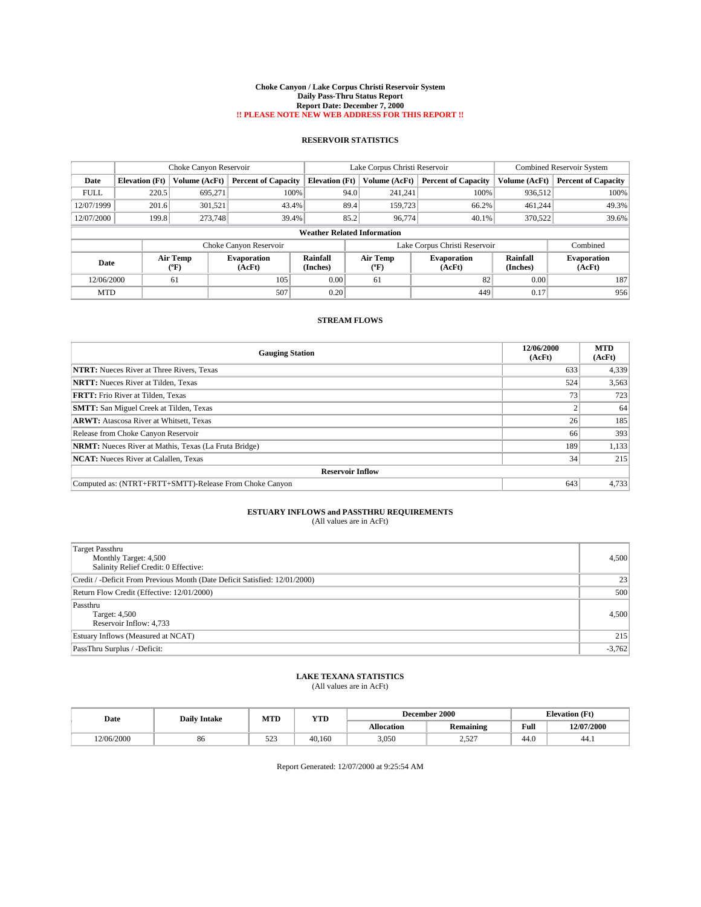# Choke Canyon / Lake Corpus Christi Reservoir System
## Daily Pass-Thru Status Report
### Report Date: December 7, 2000
**!! PLEASE NOTE NEW WEB ADDRESS FOR THIS REPORT !!**

## RESERVOIR STATISTICS

| | Choke Canyon Reservoir | | | Lake Corpus Christi Reservoir | | | Combined Reservoir System | |
|---|---|---|---|---|---|---|---|---|
| Date | Elevation (Ft) | Volume (AcFt) | Percent of Capacity | Elevation (Ft) | Volume (AcFt) | Percent of Capacity | Volume (AcFt) | Percent of Capacity |
| FULL | 220.5 | 695,271 | 100% | 94.0 | 241,241 | 100% | 936,512 | 100% |
| 12/07/1999 | 201.6 | 301,521 | 43.4% | 89.4 | 159,723 | 66.2% | 461,244 | 49.3% |
| 12/07/2000 | 199.8 | 273,748 | 39.4% | 85.2 | 96,774 | 40.1% | 370,522 | 39.6% |

**Weather Related Information**

| | Choke Canyon Reservoir | | | Lake Corpus Christi Reservoir | | | Combined |
|---|---|---|---|---|---|---|---|
| Date | Air Temp (ºF) | Evaporation (AcFt) | Rainfall (Inches) | Air Temp (ºF) | Evaporation (AcFt) | Rainfall (Inches) | Evaporation (AcFt) |
| 12/06/2000 | 61 | 105 | 0.00 | 61 | 82 | 0.00 | 187 |
| MTD | | 507 | 0.20 | | 449 | 0.17 | 956 |

## STREAM FLOWS

| Gauging Station | 12/06/2000 (AcFt) | MTD (AcFt) |
|---|---|---|
| **NTRT:** Nueces River at Three Rivers, Texas | 633 | 4,339 |
| **NRTT:** Nueces River at Tilden, Texas | 524 | 3,563 |
| **FRTT:** Frio River at Tilden, Texas | 73 | 723 |
| **SMTT:** San Miguel Creek at Tilden, Texas | 2 | 64 |
| **ARWT:** Atascosa River at Whitsett, Texas | 26 | 185 |
| Release from Choke Canyon Reservoir | 66 | 393 |
| **NRMT:** Nueces River at Mathis, Texas (La Fruta Bridge) | 189 | 1,133 |
| **NCAT:** Nueces River at Calallen, Texas | 34 | 215 |
| **Reservoir Inflow** | | |
| Computed as: (NTRT+FRTT+SMTT)-Release From Choke Canyon | 643 | 4,733 |

## ESTUARY INFLOWS and PASSTHRU REQUIREMENTS
(All values are in AcFt)

| | |
|---|---|
| Target Passthru<br>Monthly Target: 4,500<br>Salinity Relief Credit: 0 Effective: | 4,500 |
| Credit / -Deficit From Previous Month (Date Deficit Satisfied: 12/01/2000) | 23 |
| Return Flow Credit (Effective: 12/01/2000) | 500 |
| Passthru<br>Target: 4,500<br>Reservoir Inflow: 4,733 | 4,500 |
| Estuary Inflows (Measured at NCAT) | 215 |
| PassThru Surplus / -Deficit: | -3,762 |

## LAKE TEXANA STATISTICS
(All values are in AcFt)

| Date | Daily Intake | MTD | YTD | December 2000 | | Elevation (Ft) | |
|---|---|---|---|---|---|---|---|
| | | | | Allocation | Remaining | Full | 12/07/2000 |
| 12/06/2000 | 86 | 523 | 40,160 | 3,050 | 2,527 | 44.0 | 44.1 |

Report Generated: 12/07/2000 at 9:25:54 AM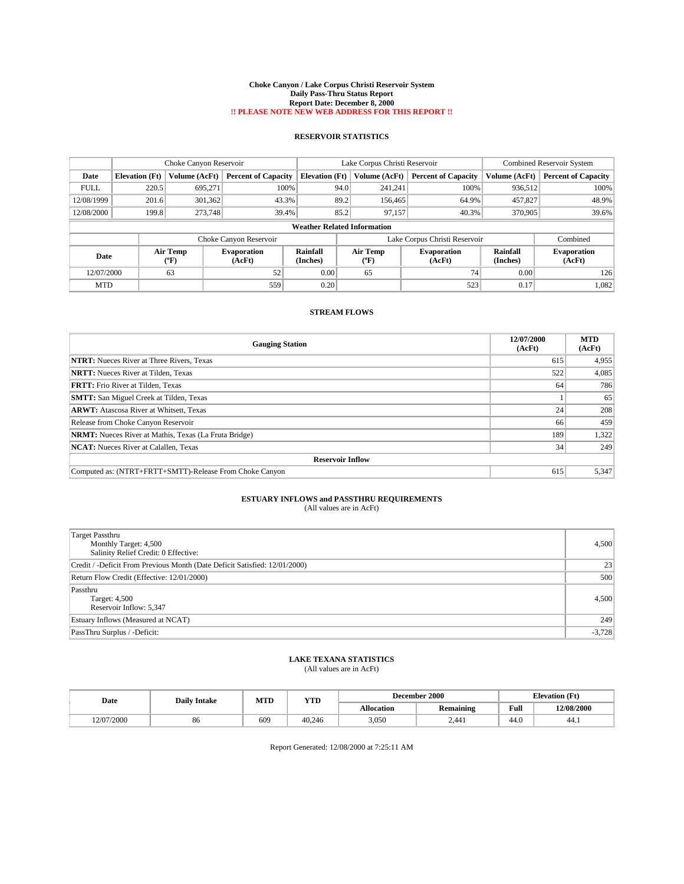**Choke Canyon / Lake Corpus Christi Reservoir System**
**Daily Pass-Thru Status Report**
**Report Date: December 8, 2000**
**!! PLEASE NOTE NEW WEB ADDRESS FOR THIS REPORT !!**

## RESERVOIR STATISTICS

| | Choke Canyon Reservoir | | | Lake Corpus Christi Reservoir | | | Combined Reservoir System | |
|---|---|---|---|---|---|---|---|---|
| **Date** | **Elevation (Ft)** | **Volume (AcFt)** | **Percent of Capacity** | **Elevation (Ft)** | **Volume (AcFt)** | **Percent of Capacity** | **Volume (AcFt)** | **Percent of Capacity** |
| FULL | 220.5 | 695,271 | 100% | 94.0 | 241,241 | 100% | 936,512 | 100% |
| 12/08/1999 | 201.6 | 301,362 | 43.3% | 89.2 | 156,465 | 64.9% | 457,827 | 48.9% |
| 12/08/2000 | 199.8 | 273,748 | 39.4% | 85.2 | 97,157 | 40.3% | 370,905 | 39.6% |

**Weather Related Information**

| | Choke Canyon Reservoir | | | Lake Corpus Christi Reservoir | | | Combined |
|---|---|---|---|---|---|---|---|
| **Date** | **Air Temp (°F)** | **Evaporation (AcFt)** | **Rainfall (Inches)** | **Air Temp (°F)** | **Evaporation (AcFt)** | **Rainfall (Inches)** | **Evaporation (AcFt)** |
| 12/07/2000 | 63 | 52 | 0.00 | 65 | 74 | 0.00 | 126 |
| MTD | | 559 | 0.20 | | 523 | 0.17 | 1,082 |

## STREAM FLOWS

| Gauging Station | 12/07/2000 (AcFt) | MTD (AcFt) |
|---|---|---|
| **NTRT:** Nueces River at Three Rivers, Texas | 615 | 4,955 |
| **NRTT:** Nueces River at Tilden, Texas | 522 | 4,085 |
| **FRTT:** Frio River at Tilden, Texas | 64 | 786 |
| **SMTT:** San Miguel Creek at Tilden, Texas | 1 | 65 |
| **ARWT:** Atascosa River at Whitsett, Texas | 24 | 208 |
| Release from Choke Canyon Reservoir | 66 | 459 |
| **NRMT:** Nueces River at Mathis, Texas (La Fruta Bridge) | 189 | 1,322 |
| **NCAT:** Nueces River at Calallen, Texas | 34 | 249 |
| **Reservoir Inflow** | | |
| Computed as: (NTRT+FRTT+SMTT)-Release From Choke Canyon | 615 | 5,347 |

## ESTUARY INFLOWS and PASSTHRU REQUIREMENTS

(All values are in AcFt)

| | |
|---|---|
| Target Passthru<br>Monthly Target: 4,500<br>Salinity Relief Credit: 0 Effective: | 4,500 |
| Credit / -Deficit From Previous Month (Date Deficit Satisfied: 12/01/2000) | 23 |
| Return Flow Credit (Effective: 12/01/2000) | 500 |
| Passthru<br>Target: 4,500<br>Reservoir Inflow: 5,347 | 4,500 |
| Estuary Inflows (Measured at NCAT) | 249 |
| PassThru Surplus / -Deficit: | -3,728 |

## LAKE TEXANA STATISTICS

(All values are in AcFt)

| Date | Daily Intake | MTD | YTD | December 2000 | | Elevation (Ft) | |
|---|---|---|---|---|---|---|---|
| | | | | **Allocation** | **Remaining** | **Full** | **12/08/2000** |
| 12/07/2000 | 86 | 609 | 40,246 | 3,050 | 2,441 | 44.0 | 44.1 |

Report Generated: 12/08/2000 at 7:25:11 AM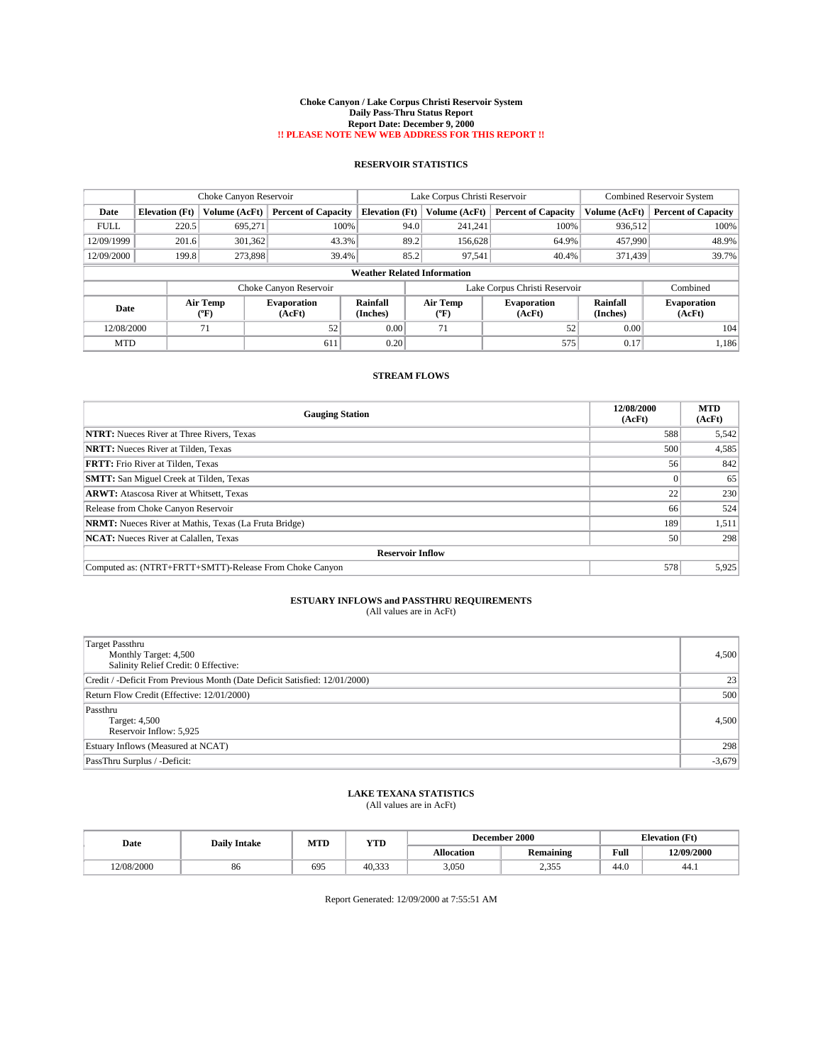# Choke Canyon / Lake Corpus Christi Reservoir System
## Daily Pass-Thru Status Report
## Report Date: December 9, 2000
## !! PLEASE NOTE NEW WEB ADDRESS FOR THIS REPORT !!

### RESERVOIR STATISTICS

| | Choke Canyon Reservoir | | | Lake Corpus Christi Reservoir | | | Combined Reservoir System | |
|---|---|---|---|---|---|---|---|---|
| Date | Elevation (Ft) | Volume (AcFt) | Percent of Capacity | Elevation (Ft) | Volume (AcFt) | Percent of Capacity | Volume (AcFt) | Percent of Capacity |
| FULL | 220.5 | 695,271 | 100% | 94.0 | 241,241 | 100% | 936,512 | 100% |
| 12/09/1999 | 201.6 | 301,362 | 43.3% | 89.2 | 156,628 | 64.9% | 457,990 | 48.9% |
| 12/09/2000 | 199.8 | 273,898 | 39.4% | 85.2 | 97,541 | 40.4% | 371,439 | 39.7% |

**Weather Related Information**

| | Choke Canyon Reservoir | | | Lake Corpus Christi Reservoir | | | Combined |
|---|---|---|---|---|---|---|---|
| Date | Air Temp (°F) | Evaporation (AcFt) | Rainfall (Inches) | Air Temp (°F) | Evaporation (AcFt) | Rainfall (Inches) | Evaporation (AcFt) |
| 12/08/2000 | 71 | 52 | 0.00 | 71 | 52 | 0.00 | 104 |
| MTD | | 611 | 0.20 | | 575 | 0.17 | 1,186 |

### STREAM FLOWS

| Gauging Station | 12/08/2000 (AcFt) | MTD (AcFt) |
|---|---|---|
| **NTRT:** Nueces River at Three Rivers, Texas | 588 | 5,542 |
| **NRTT:** Nueces River at Tilden, Texas | 500 | 4,585 |
| **FRTT:** Frio River at Tilden, Texas | 56 | 842 |
| **SMTT:** San Miguel Creek at Tilden, Texas | 0 | 65 |
| **ARWT:** Atascosa River at Whitsett, Texas | 22 | 230 |
| Release from Choke Canyon Reservoir | 66 | 524 |
| **NRMT:** Nueces River at Mathis, Texas (La Fruta Bridge) | 189 | 1,511 |
| **NCAT:** Nueces River at Calallen, Texas | 50 | 298 |
| **Reservoir Inflow** | | |
| Computed as: (NTRT+FRTT+SMTT)-Release From Choke Canyon | 578 | 5,925 |

### ESTUARY INFLOWS and PASSTHRU REQUIREMENTS
(All values are in AcFt)

| | |
|---|---|
| Target Passthru<br>Monthly Target: 4,500<br>Salinity Relief Credit: 0 Effective: | 4,500 |
| Credit / -Deficit From Previous Month (Date Deficit Satisfied: 12/01/2000) | 23 |
| Return Flow Credit (Effective: 12/01/2000) | 500 |
| Passthru<br>Target: 4,500<br>Reservoir Inflow: 5,925 | 4,500 |
| Estuary Inflows (Measured at NCAT) | 298 |
| PassThru Surplus / -Deficit: | -3,679 |

### LAKE TEXANA STATISTICS
(All values are in AcFt)

| Date | Daily Intake | MTD | YTD | December 2000 | | Elevation (Ft) | |
|---|---|---|---|---|---|---|---|
| | | | | Allocation | Remaining | Full | 12/09/2000 |
| 12/08/2000 | 86 | 695 | 40,333 | 3,050 | 2,355 | 44.0 | 44.1 |

Report Generated: 12/09/2000 at 7:55:51 AM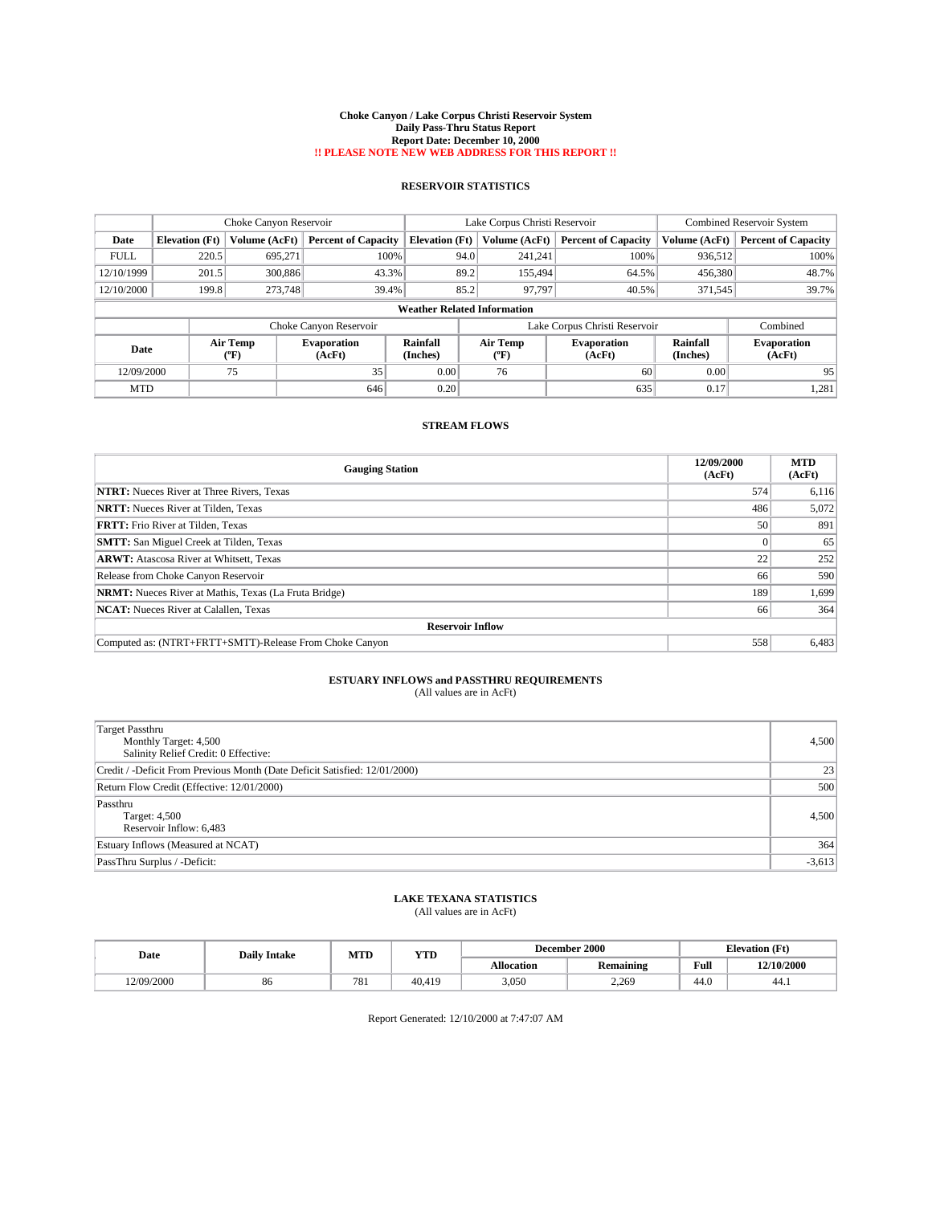# Choke Canyon / Lake Corpus Christi Reservoir System
## Daily Pass-Thru Status Report
## Report Date: December 10, 2000
## !! PLEASE NOTE NEW WEB ADDRESS FOR THIS REPORT !!

### RESERVOIR STATISTICS

| | Choke Canyon Reservoir | | | Lake Corpus Christi Reservoir | | | Combined Reservoir System | |
|---|---|---|---|---|---|---|---|---|
| Date | Elevation (Ft) | Volume (AcFt) | Percent of Capacity | Elevation (Ft) | Volume (AcFt) | Percent of Capacity | Volume (AcFt) | Percent of Capacity |
| FULL | 220.5 | 695,271 | 100% | 94.0 | 241,241 | 100% | 936,512 | 100% |
| 12/10/1999 | 201.5 | 300,886 | 43.3% | 89.2 | 155,494 | 64.5% | 456,380 | 48.7% |
| 12/10/2000 | 199.8 | 273,748 | 39.4% | 85.2 | 97,797 | 40.5% | 371,545 | 39.7% |

**Weather Related Information**

| | Choke Canyon Reservoir | | | Lake Corpus Christi Reservoir | | | Combined |
|---|---|---|---|---|---|---|---|
| Date | Air Temp (°F) | Evaporation (AcFt) | Rainfall (Inches) | Air Temp (°F) | Evaporation (AcFt) | Rainfall (Inches) | Evaporation (AcFt) |
| 12/09/2000 | 75 | 35 | 0.00 | 76 | 60 | 0.00 | 95 |
| MTD | | 646 | 0.20 | | 635 | 0.17 | 1,281 |

### STREAM FLOWS

| Gauging Station | 12/09/2000 (AcFt) | MTD (AcFt) |
|---|---|---|
| **NTRT:** Nueces River at Three Rivers, Texas | 574 | 6,116 |
| **NRTT:** Nueces River at Tilden, Texas | 486 | 5,072 |
| **FRTT:** Frio River at Tilden, Texas | 50 | 891 |
| **SMTT:** San Miguel Creek at Tilden, Texas | 0 | 65 |
| **ARWT:** Atascosa River at Whitsett, Texas | 22 | 252 |
| Release from Choke Canyon Reservoir | 66 | 590 |
| **NRMT:** Nueces River at Mathis, Texas (La Fruta Bridge) | 189 | 1,699 |
| **NCAT:** Nueces River at Calallen, Texas | 66 | 364 |
| **Reservoir Inflow** | | |
| Computed as: (NTRT+FRTT+SMTT)-Release From Choke Canyon | 558 | 6,483 |

### ESTUARY INFLOWS and PASSTHRU REQUIREMENTS
(All values are in AcFt)

| | |
|---|---|
| Target Passthru<br>Monthly Target: 4,500<br>Salinity Relief Credit: 0 Effective: | 4,500 |
| Credit / -Deficit From Previous Month (Date Deficit Satisfied: 12/01/2000) | 23 |
| Return Flow Credit (Effective: 12/01/2000) | 500 |
| Passthru<br>Target: 4,500<br>Reservoir Inflow: 6,483 | 4,500 |
| Estuary Inflows (Measured at NCAT) | 364 |
| PassThru Surplus / -Deficit: | -3,613 |

### LAKE TEXANA STATISTICS
(All values are in AcFt)

| Date | Daily Intake | MTD | YTD | December 2000 | | Elevation (Ft) | |
|---|---|---|---|---|---|---|---|
| | | | | Allocation | Remaining | Full | 12/10/2000 |
| 12/09/2000 | 86 | 781 | 40,419 | 3,050 | 2,269 | 44.0 | 44.1 |

Report Generated: 12/10/2000 at 7:47:07 AM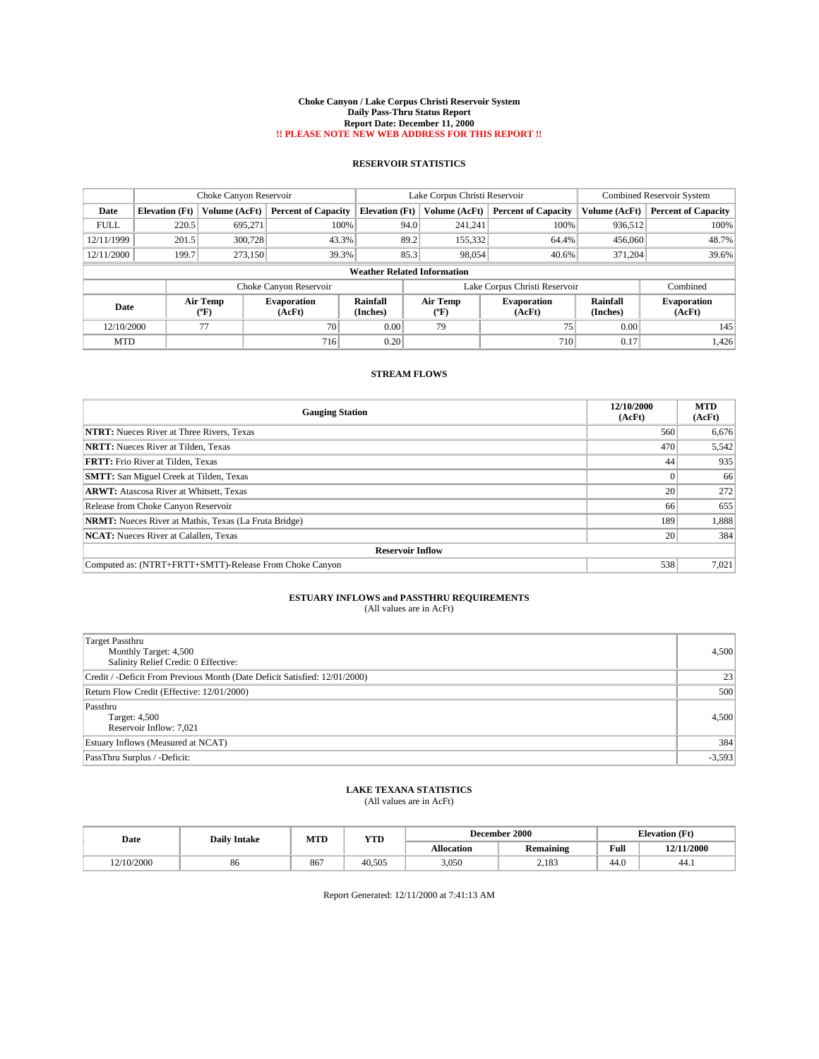# Choke Canyon / Lake Corpus Christi Reservoir System
## Daily Pass-Thru Status Report
## Report Date: December 11, 2000
## !! PLEASE NOTE NEW WEB ADDRESS FOR THIS REPORT !!

### RESERVOIR STATISTICS

| | Choke Canyon Reservoir | | | Lake Corpus Christi Reservoir | | | Combined Reservoir System | |
|---|---|---|---|---|---|---|---|---|
| Date | Elevation (Ft) | Volume (AcFt) | Percent of Capacity | Elevation (Ft) | Volume (AcFt) | Percent of Capacity | Volume (AcFt) | Percent of Capacity |
| FULL | 220.5 | 695,271 | 100% | 94.0 | 241,241 | 100% | 936,512 | 100% |
| 12/11/1999 | 201.5 | 300,728 | 43.3% | 89.2 | 155,332 | 64.4% | 456,060 | 48.7% |
| 12/11/2000 | 199.7 | 273,150 | 39.3% | 85.3 | 98,054 | 40.6% | 371,204 | 39.6% |

**Weather Related Information**

| | Choke Canyon Reservoir | | | Lake Corpus Christi Reservoir | | | Combined |
|---|---|---|---|---|---|---|---|
| Date | Air Temp (ºF) | Evaporation (AcFt) | Rainfall (Inches) | Air Temp (ºF) | Evaporation (AcFt) | Rainfall (Inches) | Evaporation (AcFt) |
| 12/10/2000 | 77 | 70 | 0.00 | 79 | 75 | 0.00 | 145 |
| MTD | | 716 | 0.20 | | 710 | 0.17 | 1,426 |

### STREAM FLOWS

| Gauging Station | 12/10/2000 (AcFt) | MTD (AcFt) |
|---|---|---|
| **NTRT:** Nueces River at Three Rivers, Texas | 560 | 6,676 |
| **NRTT:** Nueces River at Tilden, Texas | 470 | 5,542 |
| **FRTT:** Frio River at Tilden, Texas | 44 | 935 |
| **SMTT:** San Miguel Creek at Tilden, Texas | 0 | 66 |
| **ARWT:** Atascosa River at Whitsett, Texas | 20 | 272 |
| Release from Choke Canyon Reservoir | 66 | 655 |
| **NRMT:** Nueces River at Mathis, Texas (La Fruta Bridge) | 189 | 1,888 |
| **NCAT:** Nueces River at Calallen, Texas | 20 | 384 |
| **Reservoir Inflow** | | |
| Computed as: (NTRT+FRTT+SMTT)-Release From Choke Canyon | 538 | 7,021 |

### ESTUARY INFLOWS and PASSTHRU REQUIREMENTS
(All values are in AcFt)

| | |
|---|---|
| Target Passthru<br>Monthly Target: 4,500<br>Salinity Relief Credit: 0 Effective: | 4,500 |
| Credit / -Deficit From Previous Month (Date Deficit Satisfied: 12/01/2000) | 23 |
| Return Flow Credit (Effective: 12/01/2000) | 500 |
| Passthru<br>Target: 4,500<br>Reservoir Inflow: 7,021 | 4,500 |
| Estuary Inflows (Measured at NCAT) | 384 |
| PassThru Surplus / -Deficit: | -3,593 |

### LAKE TEXANA STATISTICS
(All values are in AcFt)

| Date | Daily Intake | MTD | YTD | December 2000 | | Elevation (Ft) | |
|---|---|---|---|---|---|---|---|
| | | | | Allocation | Remaining | Full | 12/11/2000 |
| 12/10/2000 | 86 | 867 | 40,505 | 3,050 | 2,183 | 44.0 | 44.1 |

Report Generated: 12/11/2000 at 7:41:13 AM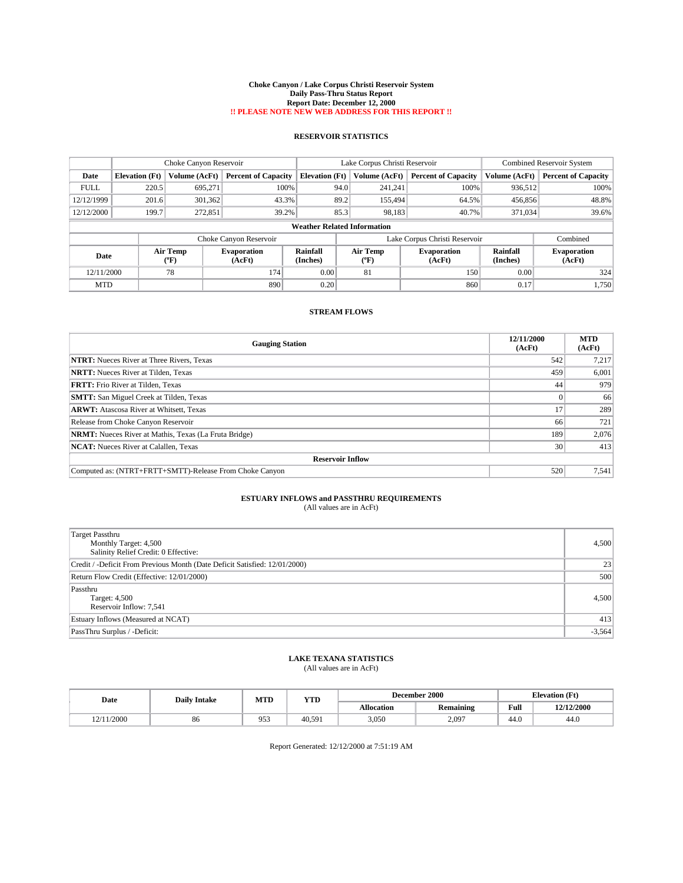# Choke Canyon / Lake Corpus Christi Reservoir System
## Daily Pass-Thru Status Report
## Report Date: December 12, 2000
## !! PLEASE NOTE NEW WEB ADDRESS FOR THIS REPORT !!

### RESERVOIR STATISTICS

| | Choke Canyon Reservoir | | | Lake Corpus Christi Reservoir | | | Combined Reservoir System | |
|---|---|---|---|---|---|---|---|---|
| Date | Elevation (Ft) | Volume (AcFt) | Percent of Capacity | Elevation (Ft) | Volume (AcFt) | Percent of Capacity | Volume (AcFt) | Percent of Capacity |
| FULL | 220.5 | 695,271 | 100% | 94.0 | 241,241 | 100% | 936,512 | 100% |
| 12/12/1999 | 201.6 | 301,362 | 43.3% | 89.2 | 155,494 | 64.5% | 456,856 | 48.8% |
| 12/12/2000 | 199.7 | 272,851 | 39.2% | 85.3 | 98,183 | 40.7% | 371,034 | 39.6% |

**Weather Related Information**

| | Choke Canyon Reservoir | | | Lake Corpus Christi Reservoir | | | Combined |
|---|---|---|---|---|---|---|---|
| Date | Air Temp (°F) | Evaporation (AcFt) | Rainfall (Inches) | Air Temp (°F) | Evaporation (AcFt) | Rainfall (Inches) | Evaporation (AcFt) |
| 12/11/2000 | 78 | 174 | 0.00 | 81 | 150 | 0.00 | 324 |
| MTD | | 890 | 0.20 | | 860 | 0.17 | 1,750 |

### STREAM FLOWS

| Gauging Station | 12/11/2000 (AcFt) | MTD (AcFt) |
|---|---|---|
| **NTRT:** Nueces River at Three Rivers, Texas | 542 | 7,217 |
| **NRTT:** Nueces River at Tilden, Texas | 459 | 6,001 |
| **FRTT:** Frio River at Tilden, Texas | 44 | 979 |
| **SMTT:** San Miguel Creek at Tilden, Texas | 0 | 66 |
| **ARWT:** Atascosa River at Whitsett, Texas | 17 | 289 |
| Release from Choke Canyon Reservoir | 66 | 721 |
| **NRMT:** Nueces River at Mathis, Texas (La Fruta Bridge) | 189 | 2,076 |
| **NCAT:** Nueces River at Calallen, Texas | 30 | 413 |
| **Reservoir Inflow** | | |
| Computed as: (NTRT+FRTT+SMTT)-Release From Choke Canyon | 520 | 7,541 |

### ESTUARY INFLOWS and PASSTHRU REQUIREMENTS
(All values are in AcFt)

| | |
|---|---|
| Target Passthru<br>Monthly Target: 4,500<br>Salinity Relief Credit: 0 Effective: | 4,500 |
| Credit / -Deficit From Previous Month (Date Deficit Satisfied: 12/01/2000) | 23 |
| Return Flow Credit (Effective: 12/01/2000) | 500 |
| Passthru<br>Target: 4,500<br>Reservoir Inflow: 7,541 | 4,500 |
| Estuary Inflows (Measured at NCAT) | 413 |
| PassThru Surplus / -Deficit: | -3,564 |

### LAKE TEXANA STATISTICS
(All values are in AcFt)

| Date | Daily Intake | MTD | YTD | December 2000 | | Elevation (Ft) | |
|---|---|---|---|---|---|---|---|
| | | | | Allocation | Remaining | Full | 12/12/2000 |
| 12/11/2000 | 86 | 953 | 40,591 | 3,050 | 2,097 | 44.0 | 44.0 |

Report Generated: 12/12/2000 at 7:51:19 AM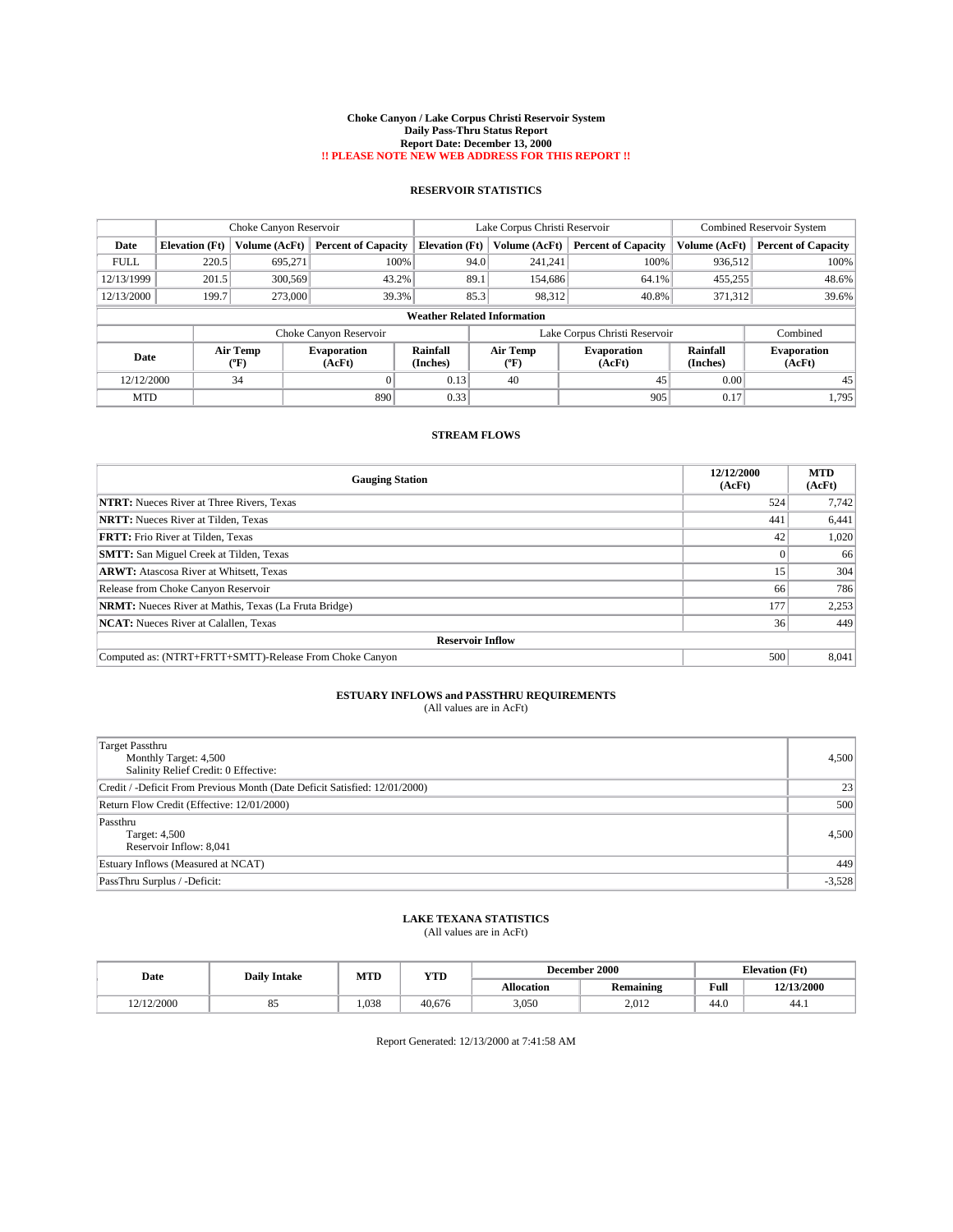# Choke Canyon / Lake Corpus Christi Reservoir System
## Daily Pass-Thru Status Report
## Report Date: December 13, 2000
**!! PLEASE NOTE NEW WEB ADDRESS FOR THIS REPORT !!**

### RESERVOIR STATISTICS

| | Choke Canyon Reservoir | | | Lake Corpus Christi Reservoir | | | Combined Reservoir System | |
|---|---|---|---|---|---|---|---|---|
| Date | Elevation (Ft) | Volume (AcFt) | Percent of Capacity | Elevation (Ft) | Volume (AcFt) | Percent of Capacity | Volume (AcFt) | Percent of Capacity |
| FULL | 220.5 | 695,271 | 100% | 94.0 | 241,241 | 100% | 936,512 | 100% |
| 12/13/1999 | 201.5 | 300,569 | 43.2% | 89.1 | 154,686 | 64.1% | 455,255 | 48.6% |
| 12/13/2000 | 199.7 | 273,000 | 39.3% | 85.3 | 98,312 | 40.8% | 371,312 | 39.6% |

**Weather Related Information**

| | Choke Canyon Reservoir | | | Lake Corpus Christi Reservoir | | | Combined |
|---|---|---|---|---|---|---|---|
| Date | Air Temp (°F) | Evaporation (AcFt) | Rainfall (Inches) | Air Temp (°F) | Evaporation (AcFt) | Rainfall (Inches) | Evaporation (AcFt) |
| 12/12/2000 | 34 | 0 | 0.13 | 40 | 45 | 0.00 | 45 |
| MTD | | 890 | 0.33 | | 905 | 0.17 | 1,795 |

### STREAM FLOWS

| Gauging Station | 12/12/2000 (AcFt) | MTD (AcFt) |
|---|---|---|
| **NTRT:** Nueces River at Three Rivers, Texas | 524 | 7,742 |
| **NRTT:** Nueces River at Tilden, Texas | 441 | 6,441 |
| **FRTT:** Frio River at Tilden, Texas | 42 | 1,020 |
| **SMTT:** San Miguel Creek at Tilden, Texas | 0 | 66 |
| **ARWT:** Atascosa River at Whitsett, Texas | 15 | 304 |
| Release from Choke Canyon Reservoir | 66 | 786 |
| **NRMT:** Nueces River at Mathis, Texas (La Fruta Bridge) | 177 | 2,253 |
| **NCAT:** Nueces River at Calallen, Texas | 36 | 449 |
| **Reservoir Inflow** | | |
| Computed as: (NTRT+FRTT+SMTT)-Release From Choke Canyon | 500 | 8,041 |

### ESTUARY INFLOWS and PASSTHRU REQUIREMENTS
(All values are in AcFt)

| | |
|---|---|
| Target Passthru<br>Monthly Target: 4,500<br>Salinity Relief Credit: 0 Effective: | 4,500 |
| Credit / -Deficit From Previous Month (Date Deficit Satisfied: 12/01/2000) | 23 |
| Return Flow Credit (Effective: 12/01/2000) | 500 |
| Passthru<br>Target: 4,500<br>Reservoir Inflow: 8,041 | 4,500 |
| Estuary Inflows (Measured at NCAT) | 449 |
| PassThru Surplus / -Deficit: | -3,528 |

### LAKE TEXANA STATISTICS
(All values are in AcFt)

| Date | Daily Intake | MTD | YTD | December 2000 | | Elevation (Ft) | |
|---|---|---|---|---|---|---|---|
| | | | | Allocation | Remaining | Full | 12/13/2000 |
| 12/12/2000 | 85 | 1,038 | 40,676 | 3,050 | 2,012 | 44.0 | 44.1 |

Report Generated: 12/13/2000 at 7:41:58 AM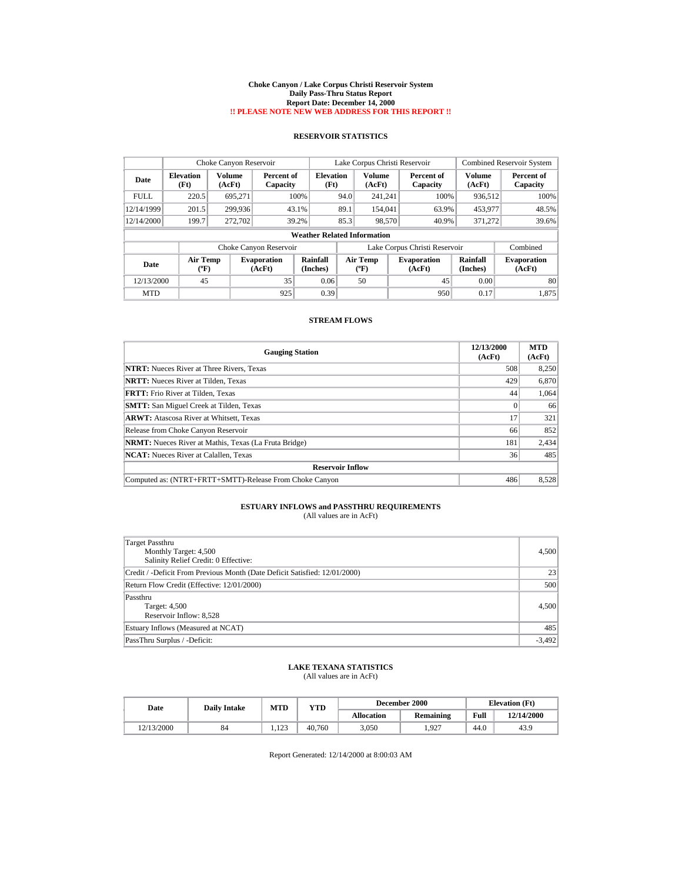# Choke Canyon / Lake Corpus Christi Reservoir System
## Daily Pass-Thru Status Report
## Report Date: December 14, 2000
## !! PLEASE NOTE NEW WEB ADDRESS FOR THIS REPORT !!

### RESERVOIR STATISTICS

| Date | Choke Canyon Reservoir | | | Lake Corpus Christi Reservoir | | | Combined Reservoir System | |
|---|---|---|---|---|---|---|---|---|
| | Elevation (Ft) | Volume (AcFt) | Percent of Capacity | Elevation (Ft) | Volume (AcFt) | Percent of Capacity | Volume (AcFt) | Percent of Capacity |
| FULL | 220.5 | 695,271 | 100% | 94.0 | 241,241 | 100% | 936,512 | 100% |
| 12/14/1999 | 201.5 | 299,936 | 43.1% | 89.1 | 154,041 | 63.9% | 453,977 | 48.5% |
| 12/14/2000 | 199.7 | 272,702 | 39.2% | 85.3 | 98,570 | 40.9% | 371,272 | 39.6% |

**Weather Related Information**

| Date | Choke Canyon Reservoir | | | Lake Corpus Christi Reservoir | | | Combined |
|---|---|---|---|---|---|---|---|
| | Air Temp (°F) | Evaporation (AcFt) | Rainfall (Inches) | Air Temp (°F) | Evaporation (AcFt) | Rainfall (Inches) | Evaporation (AcFt) |
| 12/13/2000 | 45 | 35 | 0.06 | 50 | 45 | 0.00 | 80 |
| MTD | | 925 | 0.39 | | 950 | 0.17 | 1,875 |

### STREAM FLOWS

| Gauging Station | 12/13/2000 (AcFt) | MTD (AcFt) |
|---|---|---|
| **NTRT:** Nueces River at Three Rivers, Texas | 508 | 8,250 |
| **NRTT:** Nueces River at Tilden, Texas | 429 | 6,870 |
| **FRTT:** Frio River at Tilden, Texas | 44 | 1,064 |
| **SMTT:** San Miguel Creek at Tilden, Texas | 0 | 66 |
| **ARWT:** Atascosa River at Whitsett, Texas | 17 | 321 |
| Release from Choke Canyon Reservoir | 66 | 852 |
| **NRMT:** Nueces River at Mathis, Texas (La Fruta Bridge) | 181 | 2,434 |
| **NCAT:** Nueces River at Calallen, Texas | 36 | 485 |
| **Reservoir Inflow** | | |
| Computed as: (NTRT+FRTT+SMTT)-Release From Choke Canyon | 486 | 8,528 |

### ESTUARY INFLOWS and PASSTHRU REQUIREMENTS
(All values are in AcFt)

| | |
|---|---|
| Target Passthru<br>Monthly Target: 4,500<br>Salinity Relief Credit: 0 Effective: | 4,500 |
| Credit / -Deficit From Previous Month (Date Deficit Satisfied: 12/01/2000) | 23 |
| Return Flow Credit (Effective: 12/01/2000) | 500 |
| Passthru<br>Target: 4,500<br>Reservoir Inflow: 8,528 | 4,500 |
| Estuary Inflows (Measured at NCAT) | 485 |
| PassThru Surplus / -Deficit: | -3,492 |

### LAKE TEXANA STATISTICS
(All values are in AcFt)

| Date | Daily Intake | MTD | YTD | December 2000 | | Elevation (Ft) | |
|---|---|---|---|---|---|---|---|
| | | | | Allocation | Remaining | Full | 12/14/2000 |
| 12/13/2000 | 84 | 1,123 | 40,760 | 3,050 | 1,927 | 44.0 | 43.9 |

Report Generated: 12/14/2000 at 8:00:03 AM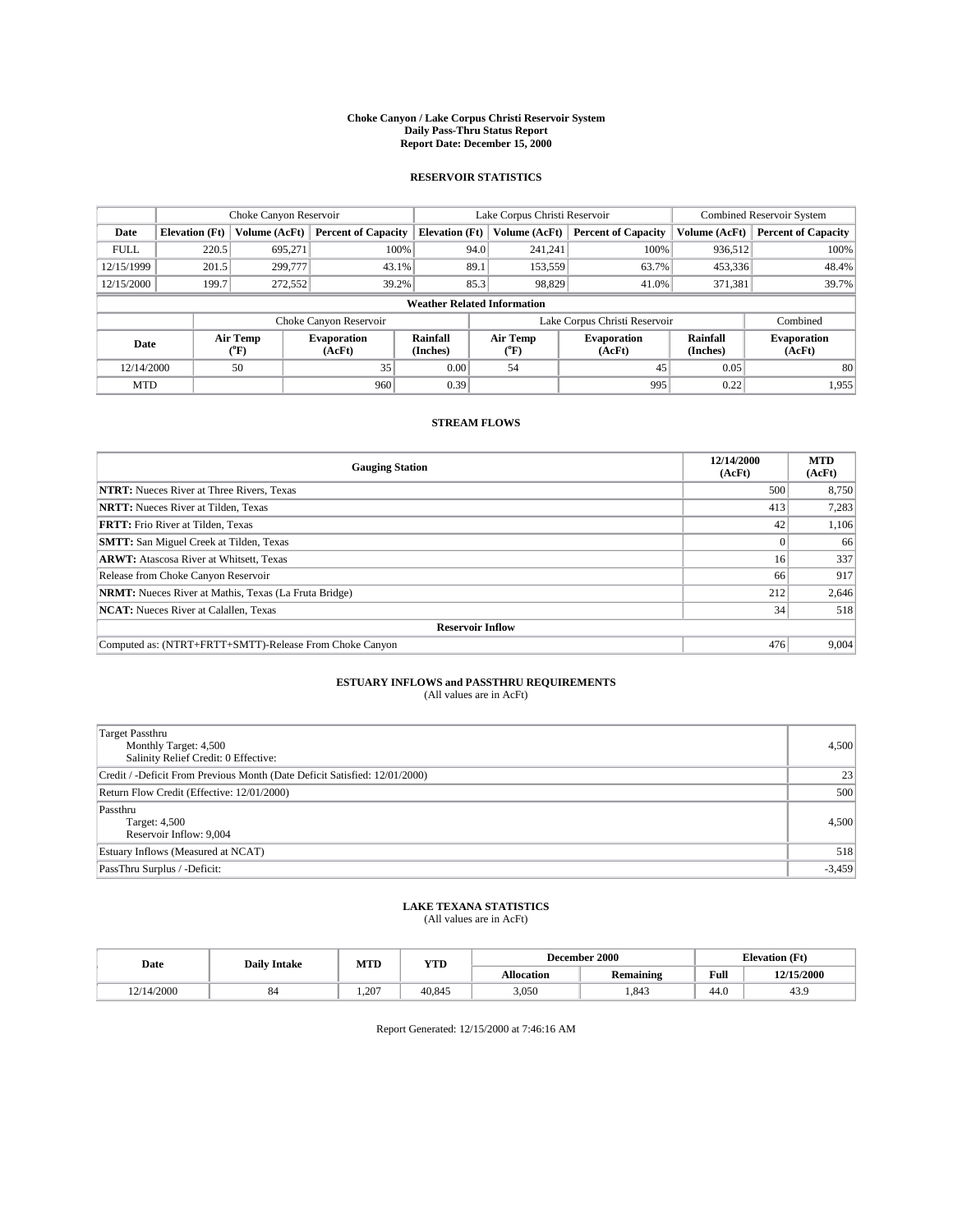**Choke Canyon / Lake Corpus Christi Reservoir System**
**Daily Pass-Thru Status Report**
**Report Date: December 15, 2000**

## RESERVOIR STATISTICS

| | Choke Canyon Reservoir | | | Lake Corpus Christi Reservoir | | | Combined Reservoir System | |
|---|---|---|---|---|---|---|---|---|
| **Date** | **Elevation (Ft)** | **Volume (AcFt)** | **Percent of Capacity** | **Elevation (Ft)** | **Volume (AcFt)** | **Percent of Capacity** | **Volume (AcFt)** | **Percent of Capacity** |
| FULL | 220.5 | 695,271 | 100% | 94.0 | 241,241 | 100% | 936,512 | 100% |
| 12/15/1999 | 201.5 | 299,777 | 43.1% | 89.1 | 153,559 | 63.7% | 453,336 | 48.4% |
| 12/15/2000 | 199.7 | 272,552 | 39.2% | 85.3 | 98,829 | 41.0% | 371,381 | 39.7% |

**Weather Related Information**

| | Choke Canyon Reservoir | | | Lake Corpus Christi Reservoir | | | Combined |
|---|---|---|---|---|---|---|---|
| **Date** | **Air Temp (°F)** | **Evaporation (AcFt)** | **Rainfall (Inches)** | **Air Temp (°F)** | **Evaporation (AcFt)** | **Rainfall (Inches)** | **Evaporation (AcFt)** |
| 12/14/2000 | 50 | 35 | 0.00 | 54 | 45 | 0.05 | 80 |
| MTD | | 960 | 0.39 | | 995 | 0.22 | 1,955 |

## STREAM FLOWS

| Gauging Station | 12/14/2000 (AcFt) | MTD (AcFt) |
|---|---|---|
| **NTRT:** Nueces River at Three Rivers, Texas | 500 | 8,750 |
| **NRTT:** Nueces River at Tilden, Texas | 413 | 7,283 |
| **FRTT:** Frio River at Tilden, Texas | 42 | 1,106 |
| **SMTT:** San Miguel Creek at Tilden, Texas | 0 | 66 |
| **ARWT:** Atascosa River at Whitsett, Texas | 16 | 337 |
| Release from Choke Canyon Reservoir | 66 | 917 |
| **NRMT:** Nueces River at Mathis, Texas (La Fruta Bridge) | 212 | 2,646 |
| **NCAT:** Nueces River at Calallen, Texas | 34 | 518 |
| **Reservoir Inflow** | | |
| Computed as: (NTRT+FRTT+SMTT)-Release From Choke Canyon | 476 | 9,004 |

## ESTUARY INFLOWS and PASSTHRU REQUIREMENTS
(All values are in AcFt)

| | |
|---|---|
| Target Passthru<br>Monthly Target: 4,500<br>Salinity Relief Credit: 0 Effective: | 4,500 |
| Credit / -Deficit From Previous Month (Date Deficit Satisfied: 12/01/2000) | 23 |
| Return Flow Credit (Effective: 12/01/2000) | 500 |
| Passthru<br>Target: 4,500<br>Reservoir Inflow: 9,004 | 4,500 |
| Estuary Inflows (Measured at NCAT) | 518 |
| PassThru Surplus / -Deficit: | -3,459 |

## LAKE TEXANA STATISTICS
(All values are in AcFt)

| Date | Daily Intake | MTD | YTD | December 2000 | | Elevation (Ft) | |
|---|---|---|---|---|---|---|---|
| | | | | **Allocation** | **Remaining** | **Full** | **12/15/2000** |
| 12/14/2000 | 84 | 1,207 | 40,845 | 3,050 | 1,843 | 44.0 | 43.9 |

Report Generated: 12/15/2000 at 7:46:16 AM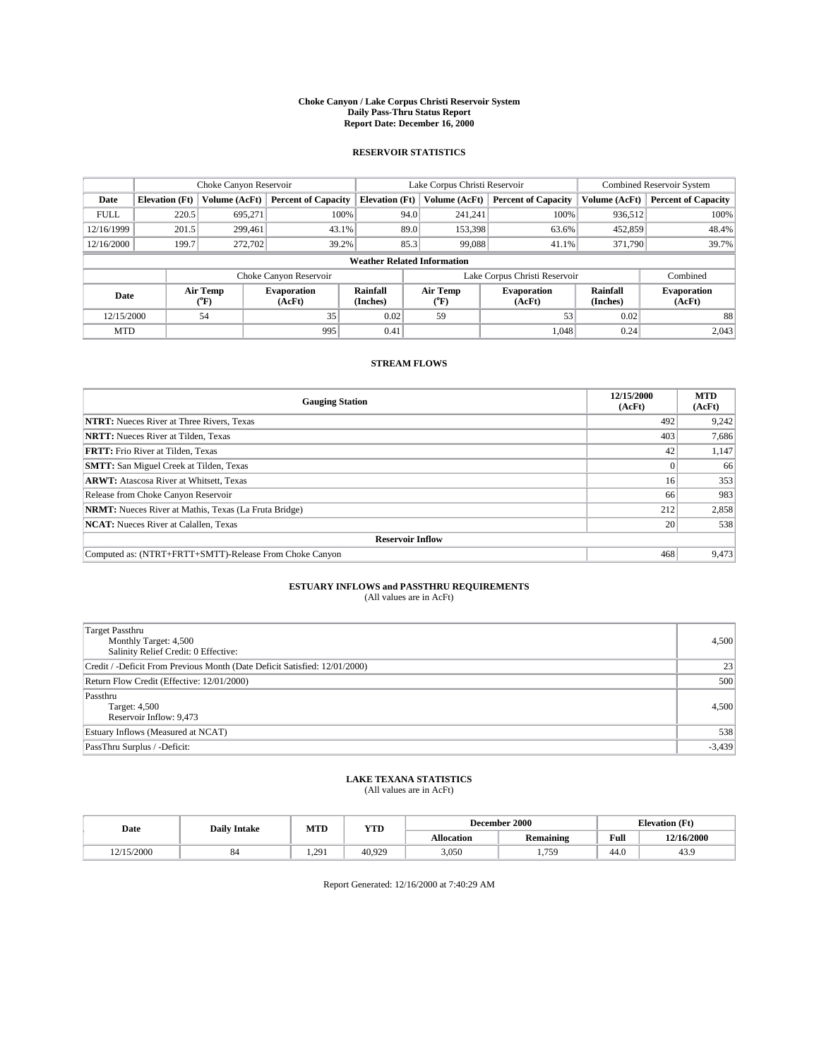# Choke Canyon / Lake Corpus Christi Reservoir System
## Daily Pass-Thru Status Report
## Report Date: December 16, 2000

### RESERVOIR STATISTICS

| | Choke Canyon Reservoir | | | Lake Corpus Christi Reservoir | | | Combined Reservoir System | |
|---|---|---|---|---|---|---|---|---|
| **Date** | **Elevation (Ft)** | **Volume (AcFt)** | **Percent of Capacity** | **Elevation (Ft)** | **Volume (AcFt)** | **Percent of Capacity** | **Volume (AcFt)** | **Percent of Capacity** |
| FULL | 220.5 | 695,271 | 100% | 94.0 | 241,241 | 100% | 936,512 | 100% |
| 12/16/1999 | 201.5 | 299,461 | 43.1% | 89.0 | 153,398 | 63.6% | 452,859 | 48.4% |
| 12/16/2000 | 199.7 | 272,702 | 39.2% | 85.3 | 99,088 | 41.1% | 371,790 | 39.7% |

**Weather Related Information**

| | Choke Canyon Reservoir | | | Lake Corpus Christi Reservoir | | | Combined |
|---|---|---|---|---|---|---|---|
| **Date** | **Air Temp (°F)** | **Evaporation (AcFt)** | **Rainfall (Inches)** | **Air Temp (°F)** | **Evaporation (AcFt)** | **Rainfall (Inches)** | **Evaporation (AcFt)** |
| 12/15/2000 | 54 | 35 | 0.02 | 59 | 53 | 0.02 | 88 |
| MTD | | 995 | 0.41 | | 1,048 | 0.24 | 2,043 |

### STREAM FLOWS

| Gauging Station | 12/15/2000 (AcFt) | MTD (AcFt) |
|---|---|---|
| **NTRT:** Nueces River at Three Rivers, Texas | 492 | 9,242 |
| **NRTT:** Nueces River at Tilden, Texas | 403 | 7,686 |
| **FRTT:** Frio River at Tilden, Texas | 42 | 1,147 |
| **SMTT:** San Miguel Creek at Tilden, Texas | 0 | 66 |
| **ARWT:** Atascosa River at Whitsett, Texas | 16 | 353 |
| Release from Choke Canyon Reservoir | 66 | 983 |
| **NRMT:** Nueces River at Mathis, Texas (La Fruta Bridge) | 212 | 2,858 |
| **NCAT:** Nueces River at Calallen, Texas | 20 | 538 |
| **Reservoir Inflow** | | |
| Computed as: (NTRT+FRTT+SMTT)-Release From Choke Canyon | 468 | 9,473 |

### ESTUARY INFLOWS and PASSTHRU REQUIREMENTS
(All values are in AcFt)

| | |
|---|---|
| Target Passthru<br>Monthly Target: 4,500<br>Salinity Relief Credit: 0 Effective: | 4,500 |
| Credit / -Deficit From Previous Month (Date Deficit Satisfied: 12/01/2000) | 23 |
| Return Flow Credit (Effective: 12/01/2000) | 500 |
| Passthru<br>Target: 4,500<br>Reservoir Inflow: 9,473 | 4,500 |
| Estuary Inflows (Measured at NCAT) | 538 |
| PassThru Surplus / -Deficit: | -3,439 |

### LAKE TEXANA STATISTICS
(All values are in AcFt)

| Date | Daily Intake | MTD | YTD | December 2000 | | Elevation (Ft) | |
|---|---|---|---|---|---|---|---|
| | | | | **Allocation** | **Remaining** | **Full** | **12/16/2000** |
| 12/15/2000 | 84 | 1,291 | 40,929 | 3,050 | 1,759 | 44.0 | 43.9 |

Report Generated: 12/16/2000 at 7:40:29 AM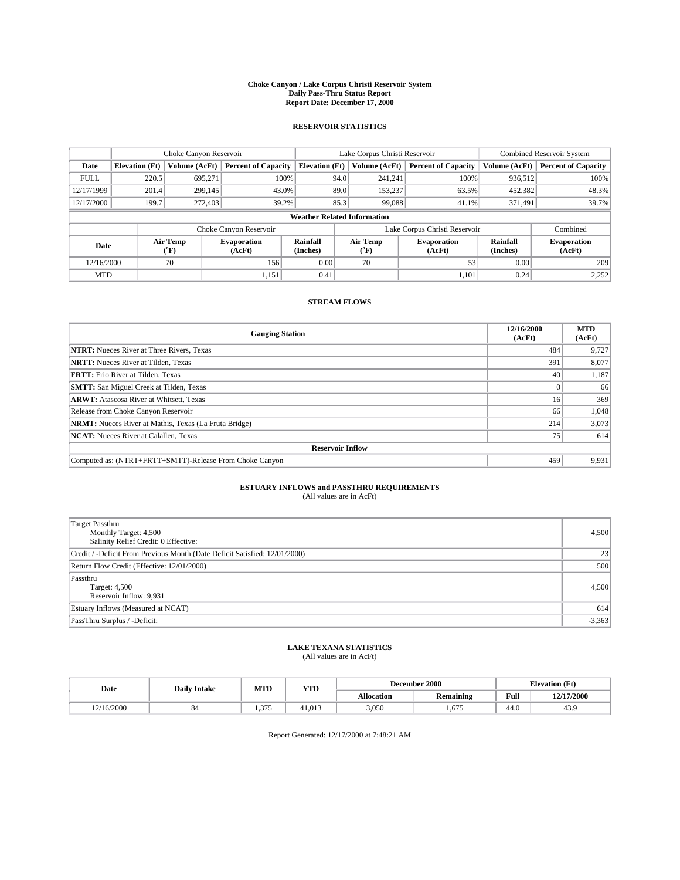**Choke Canyon / Lake Corpus Christi Reservoir System**
**Daily Pass-Thru Status Report**
**Report Date: December 17, 2000**

## RESERVOIR STATISTICS

| | Choke Canyon Reservoir | | | Lake Corpus Christi Reservoir | | | Combined Reservoir System | |
|---|---|---|---|---|---|---|---|---|
| **Date** | **Elevation (Ft)** | **Volume (AcFt)** | **Percent of Capacity** | **Elevation (Ft)** | **Volume (AcFt)** | **Percent of Capacity** | **Volume (AcFt)** | **Percent of Capacity** |
| FULL | 220.5 | 695,271 | 100% | 94.0 | 241,241 | 100% | 936,512 | 100% |
| 12/17/1999 | 201.4 | 299,145 | 43.0% | 89.0 | 153,237 | 63.5% | 452,382 | 48.3% |
| 12/17/2000 | 199.7 | 272,403 | 39.2% | 85.3 | 99,088 | 41.1% | 371,491 | 39.7% |

**Weather Related Information**

| | Choke Canyon Reservoir | | | Lake Corpus Christi Reservoir | | | Combined |
|---|---|---|---|---|---|---|---|
| **Date** | **Air Temp (°F)** | **Evaporation (AcFt)** | **Rainfall (Inches)** | **Air Temp (°F)** | **Evaporation (AcFt)** | **Rainfall (Inches)** | **Evaporation (AcFt)** |
| 12/16/2000 | 70 | 156 | 0.00 | 70 | 53 | 0.00 | 209 |
| MTD | | 1,151 | 0.41 | | 1,101 | 0.24 | 2,252 |

## STREAM FLOWS

| Gauging Station | 12/16/2000 (AcFt) | MTD (AcFt) |
|---|---|---|
| **NTRT:** Nueces River at Three Rivers, Texas | 484 | 9,727 |
| **NRTT:** Nueces River at Tilden, Texas | 391 | 8,077 |
| **FRTT:** Frio River at Tilden, Texas | 40 | 1,187 |
| **SMTT:** San Miguel Creek at Tilden, Texas | 0 | 66 |
| **ARWT:** Atascosa River at Whitsett, Texas | 16 | 369 |
| Release from Choke Canyon Reservoir | 66 | 1,048 |
| **NRMT:** Nueces River at Mathis, Texas (La Fruta Bridge) | 214 | 3,073 |
| **NCAT:** Nueces River at Calallen, Texas | 75 | 614 |
| **Reservoir Inflow** | | |
| Computed as: (NTRT+FRTT+SMTT)-Release From Choke Canyon | 459 | 9,931 |

## ESTUARY INFLOWS and PASSTHRU REQUIREMENTS

(All values are in AcFt)

| | |
|---|---|
| Target Passthru<br>Monthly Target: 4,500<br>Salinity Relief Credit: 0 Effective: | 4,500 |
| Credit / -Deficit From Previous Month (Date Deficit Satisfied: 12/01/2000) | 23 |
| Return Flow Credit (Effective: 12/01/2000) | 500 |
| Passthru<br>Target: 4,500<br>Reservoir Inflow: 9,931 | 4,500 |
| Estuary Inflows (Measured at NCAT) | 614 |
| PassThru Surplus / -Deficit: | -3,363 |

## LAKE TEXANA STATISTICS

(All values are in AcFt)

| Date | Daily Intake | MTD | YTD | December 2000 | | Elevation (Ft) | |
|---|---|---|---|---|---|---|---|
| | | | | **Allocation** | **Remaining** | **Full** | **12/17/2000** |
| 12/16/2000 | 84 | 1,375 | 41,013 | 3,050 | 1,675 | 44.0 | 43.9 |

Report Generated: 12/17/2000 at 7:48:21 AM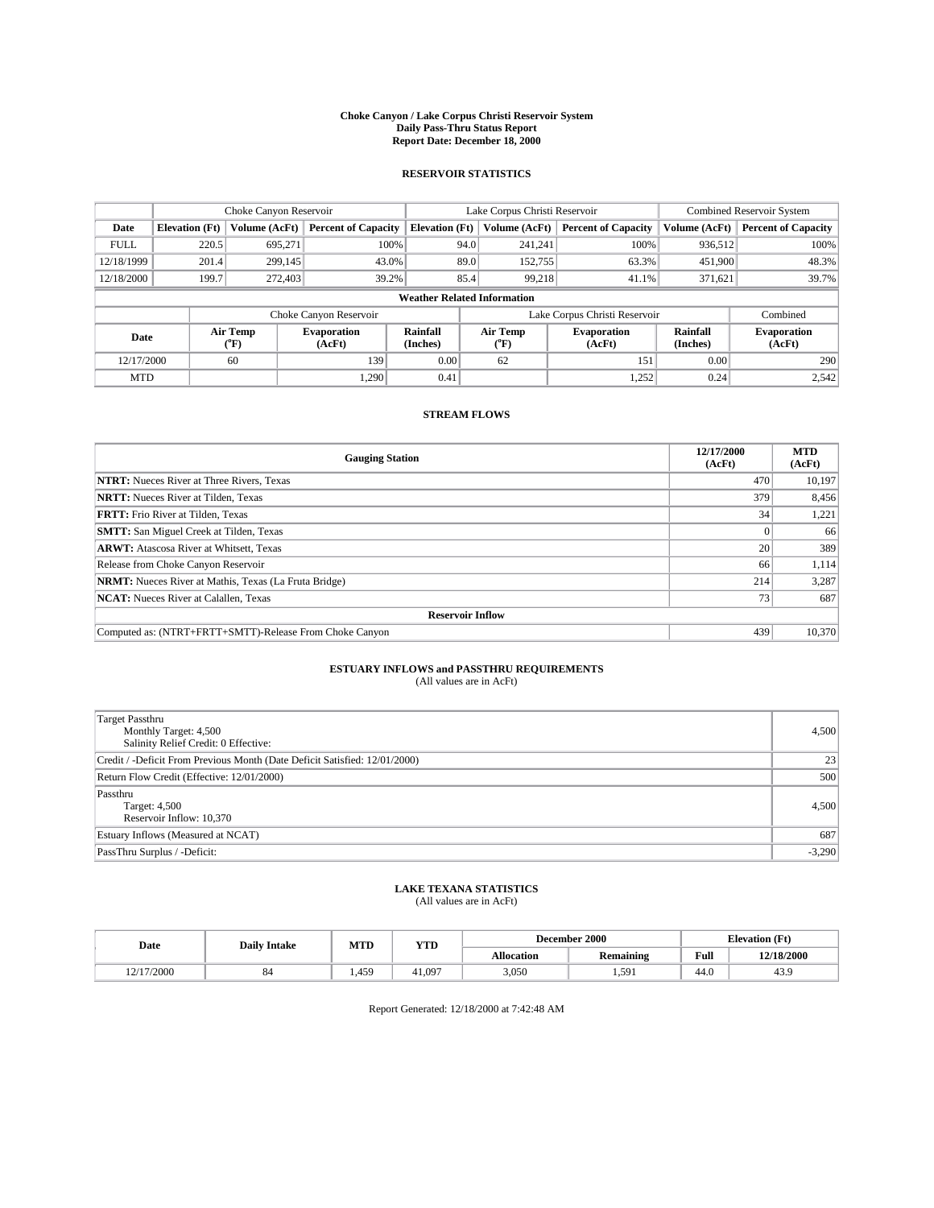# Choke Canyon / Lake Corpus Christi Reservoir System
## Daily Pass-Thru Status Report
## Report Date: December 18, 2000

### RESERVOIR STATISTICS

| | Choke Canyon Reservoir | | | Lake Corpus Christi Reservoir | | | Combined Reservoir System | |
|---|---|---|---|---|---|---|---|---|
| Date | Elevation (Ft) | Volume (AcFt) | Percent of Capacity | Elevation (Ft) | Volume (AcFt) | Percent of Capacity | Volume (AcFt) | Percent of Capacity |
| FULL | 220.5 | 695,271 | 100% | 94.0 | 241,241 | 100% | 936,512 | 100% |
| 12/18/1999 | 201.4 | 299,145 | 43.0% | 89.0 | 152,755 | 63.3% | 451,900 | 48.3% |
| 12/18/2000 | 199.7 | 272,403 | 39.2% | 85.4 | 99,218 | 41.1% | 371,621 | 39.7% |

**Weather Related Information**

| | Choke Canyon Reservoir | | | Lake Corpus Christi Reservoir | | | Combined |
|---|---|---|---|---|---|---|---|
| Date | Air Temp (°F) | Evaporation (AcFt) | Rainfall (Inches) | Air Temp (°F) | Evaporation (AcFt) | Rainfall (Inches) | Evaporation (AcFt) |
| 12/17/2000 | 60 | 139 | 0.00 | 62 | 151 | 0.00 | 290 |
| MTD | | 1,290 | 0.41 | | 1,252 | 0.24 | 2,542 |

### STREAM FLOWS

| Gauging Station | 12/17/2000 (AcFt) | MTD (AcFt) |
|---|---|---|
| **NTRT:** Nueces River at Three Rivers, Texas | 470 | 10,197 |
| **NRTT:** Nueces River at Tilden, Texas | 379 | 8,456 |
| **FRTT:** Frio River at Tilden, Texas | 34 | 1,221 |
| **SMTT:** San Miguel Creek at Tilden, Texas | 0 | 66 |
| **ARWT:** Atascosa River at Whitsett, Texas | 20 | 389 |
| Release from Choke Canyon Reservoir | 66 | 1,114 |
| **NRMT:** Nueces River at Mathis, Texas (La Fruta Bridge) | 214 | 3,287 |
| **NCAT:** Nueces River at Calallen, Texas | 73 | 687 |
| **Reservoir Inflow** | | |
| Computed as: (NTRT+FRTT+SMTT)-Release From Choke Canyon | 439 | 10,370 |

### ESTUARY INFLOWS and PASSTHRU REQUIREMENTS
(All values are in AcFt)

| | |
|---|---|
| Target Passthru<br>Monthly Target: 4,500<br>Salinity Relief Credit: 0 Effective: | 4,500 |
| Credit / -Deficit From Previous Month (Date Deficit Satisfied: 12/01/2000) | 23 |
| Return Flow Credit (Effective: 12/01/2000) | 500 |
| Passthru<br>Target: 4,500<br>Reservoir Inflow: 10,370 | 4,500 |
| Estuary Inflows (Measured at NCAT) | 687 |
| PassThru Surplus / -Deficit: | -3,290 |

### LAKE TEXANA STATISTICS
(All values are in AcFt)

| Date | Daily Intake | MTD | YTD | December 2000 | | Elevation (Ft) | |
|---|---|---|---|---|---|---|---|
| | | | | Allocation | Remaining | Full | 12/18/2000 |
| 12/17/2000 | 84 | 1,459 | 41,097 | 3,050 | 1,591 | 44.0 | 43.9 |

Report Generated: 12/18/2000 at 7:42:48 AM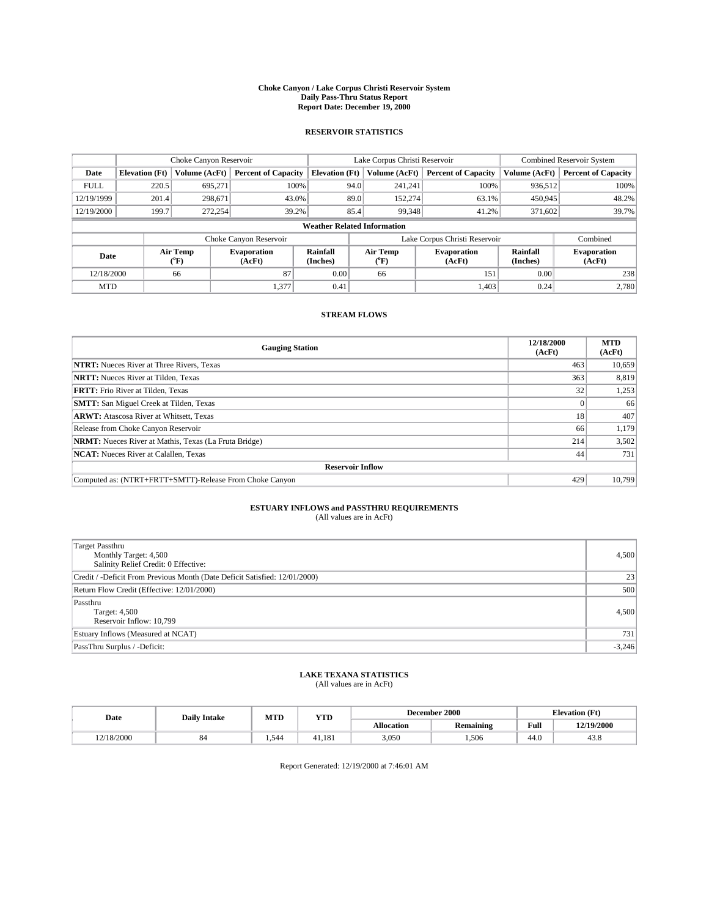# Choke Canyon / Lake Corpus Christi Reservoir System
## Daily Pass-Thru Status Report
## Report Date: December 19, 2000

### RESERVOIR STATISTICS

| | Choke Canyon Reservoir | | | Lake Corpus Christi Reservoir | | | Combined Reservoir System | |
|---|---|---|---|---|---|---|---|---|
| Date | Elevation (Ft) | Volume (AcFt) | Percent of Capacity | Elevation (Ft) | Volume (AcFt) | Percent of Capacity | Volume (AcFt) | Percent of Capacity |
| FULL | 220.5 | 695,271 | 100% | 94.0 | 241,241 | 100% | 936,512 | 100% |
| 12/19/1999 | 201.4 | 298,671 | 43.0% | 89.0 | 152,274 | 63.1% | 450,945 | 48.2% |
| 12/19/2000 | 199.7 | 272,254 | 39.2% | 85.4 | 99,348 | 41.2% | 371,602 | 39.7% |

**Weather Related Information**

| | Choke Canyon Reservoir | | | Lake Corpus Christi Reservoir | | | Combined |
|---|---|---|---|---|---|---|---|
| Date | Air Temp (°F) | Evaporation (AcFt) | Rainfall (Inches) | Air Temp (°F) | Evaporation (AcFt) | Rainfall (Inches) | Evaporation (AcFt) |
| 12/18/2000 | 66 | 87 | 0.00 | 66 | 151 | 0.00 | 238 |
| MTD | | 1,377 | 0.41 | | 1,403 | 0.24 | 2,780 |

### STREAM FLOWS

| Gauging Station | 12/18/2000 (AcFt) | MTD (AcFt) |
|---|---|---|
| **NTRT:** Nueces River at Three Rivers, Texas | 463 | 10,659 |
| **NRTT:** Nueces River at Tilden, Texas | 363 | 8,819 |
| **FRTT:** Frio River at Tilden, Texas | 32 | 1,253 |
| **SMTT:** San Miguel Creek at Tilden, Texas | 0 | 66 |
| **ARWT:** Atascosa River at Whitsett, Texas | 18 | 407 |
| Release from Choke Canyon Reservoir | 66 | 1,179 |
| **NRMT:** Nueces River at Mathis, Texas (La Fruta Bridge) | 214 | 3,502 |
| **NCAT:** Nueces River at Calallen, Texas | 44 | 731 |
| **Reservoir Inflow** | | |
| Computed as: (NTRT+FRTT+SMTT)-Release From Choke Canyon | 429 | 10,799 |

### ESTUARY INFLOWS and PASSTHRU REQUIREMENTS
(All values are in AcFt)

| | |
|---|---|
| Target Passthru<br>Monthly Target: 4,500<br>Salinity Relief Credit: 0 Effective: | 4,500 |
| Credit / -Deficit From Previous Month (Date Deficit Satisfied: 12/01/2000) | 23 |
| Return Flow Credit (Effective: 12/01/2000) | 500 |
| Passthru<br>Target: 4,500<br>Reservoir Inflow: 10,799 | 4,500 |
| Estuary Inflows (Measured at NCAT) | 731 |
| PassThru Surplus / -Deficit: | -3,246 |

### LAKE TEXANA STATISTICS
(All values are in AcFt)

| Date | Daily Intake | MTD | YTD | December 2000 | | Elevation (Ft) | |
|---|---|---|---|---|---|---|---|
| | | | | Allocation | Remaining | Full | 12/19/2000 |
| 12/18/2000 | 84 | 1,544 | 41,181 | 3,050 | 1,506 | 44.0 | 43.8 |

Report Generated: 12/19/2000 at 7:46:01 AM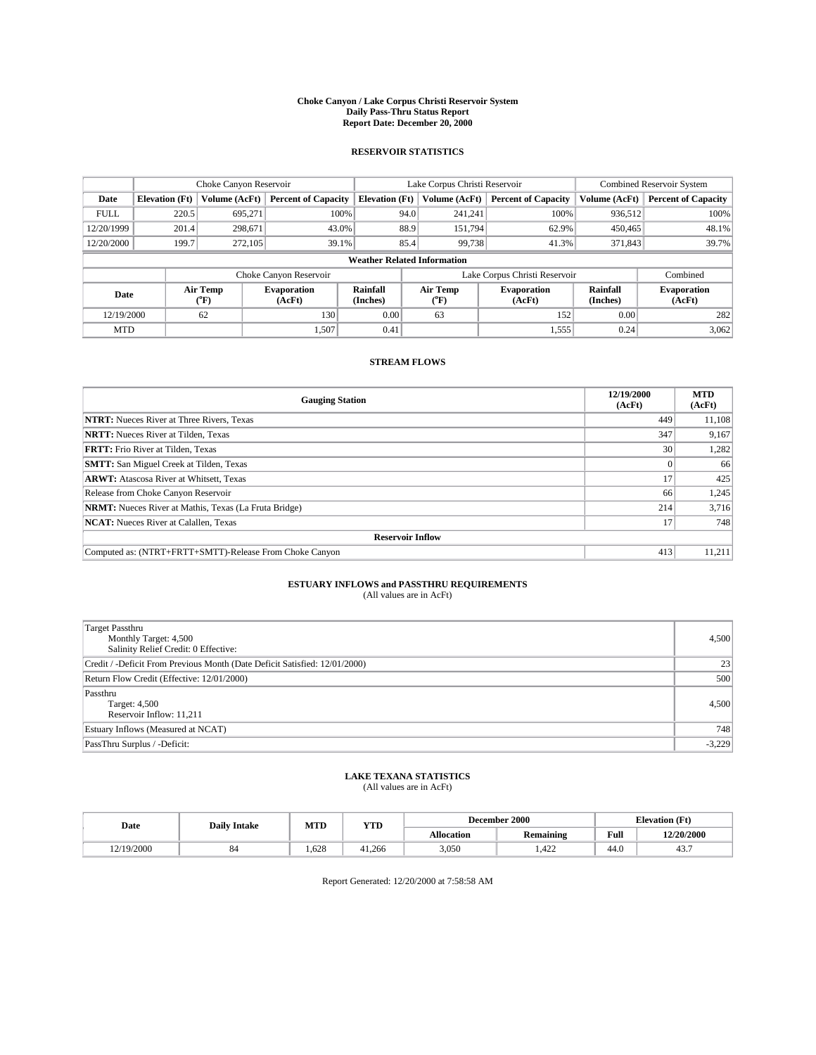# Choke Canyon / Lake Corpus Christi Reservoir System
## Daily Pass-Thru Status Report
### Report Date: December 20, 2000

## RESERVOIR STATISTICS

| | Choke Canyon Reservoir | | | Lake Corpus Christi Reservoir | | | Combined Reservoir System | |
|---|---|---|---|---|---|---|---|---|
| Date | Elevation (Ft) | Volume (AcFt) | Percent of Capacity | Elevation (Ft) | Volume (AcFt) | Percent of Capacity | Volume (AcFt) | Percent of Capacity |
| FULL | 220.5 | 695,271 | 100% | 94.0 | 241,241 | 100% | 936,512 | 100% |
| 12/20/1999 | 201.4 | 298,671 | 43.0% | 88.9 | 151,794 | 62.9% | 450,465 | 48.1% |
| 12/20/2000 | 199.7 | 272,105 | 39.1% | 85.4 | 99,738 | 41.3% | 371,843 | 39.7% |

**Weather Related Information**

| | Choke Canyon Reservoir | | | Lake Corpus Christi Reservoir | | | Combined |
|---|---|---|---|---|---|---|---|
| Date | Air Temp (°F) | Evaporation (AcFt) | Rainfall (Inches) | Air Temp (°F) | Evaporation (AcFt) | Rainfall (Inches) | Evaporation (AcFt) |
| 12/19/2000 | 62 | 130 | 0.00 | 63 | 152 | 0.00 | 282 |
| MTD | | 1,507 | 0.41 | | 1,555 | 0.24 | 3,062 |

## STREAM FLOWS

| Gauging Station | 12/19/2000 (AcFt) | MTD (AcFt) |
|---|---|---|
| **NTRT:** Nueces River at Three Rivers, Texas | 449 | 11,108 |
| **NRTT:** Nueces River at Tilden, Texas | 347 | 9,167 |
| **FRTT:** Frio River at Tilden, Texas | 30 | 1,282 |
| **SMTT:** San Miguel Creek at Tilden, Texas | 0 | 66 |
| **ARWT:** Atascosa River at Whitsett, Texas | 17 | 425 |
| Release from Choke Canyon Reservoir | 66 | 1,245 |
| **NRMT:** Nueces River at Mathis, Texas (La Fruta Bridge) | 214 | 3,716 |
| **NCAT:** Nueces River at Calallen, Texas | 17 | 748 |
| **Reservoir Inflow** | | |
| Computed as: (NTRT+FRTT+SMTT)-Release From Choke Canyon | 413 | 11,211 |

## ESTUARY INFLOWS and PASSTHRU REQUIREMENTS
(All values are in AcFt)

| | |
|---|---|
| Target Passthru<br>Monthly Target: 4,500<br>Salinity Relief Credit: 0 Effective: | 4,500 |
| Credit / -Deficit From Previous Month (Date Deficit Satisfied: 12/01/2000) | 23 |
| Return Flow Credit (Effective: 12/01/2000) | 500 |
| Passthru<br>Target: 4,500<br>Reservoir Inflow: 11,211 | 4,500 |
| Estuary Inflows (Measured at NCAT) | 748 |
| PassThru Surplus / -Deficit: | -3,229 |

## LAKE TEXANA STATISTICS
(All values are in AcFt)

| Date | Daily Intake | MTD | YTD | December 2000 | | Elevation (Ft) | |
|---|---|---|---|---|---|---|---|
| | | | | Allocation | Remaining | Full | 12/20/2000 |
| 12/19/2000 | 84 | 1,628 | 41,266 | 3,050 | 1,422 | 44.0 | 43.7 |

Report Generated: 12/20/2000 at 7:58:58 AM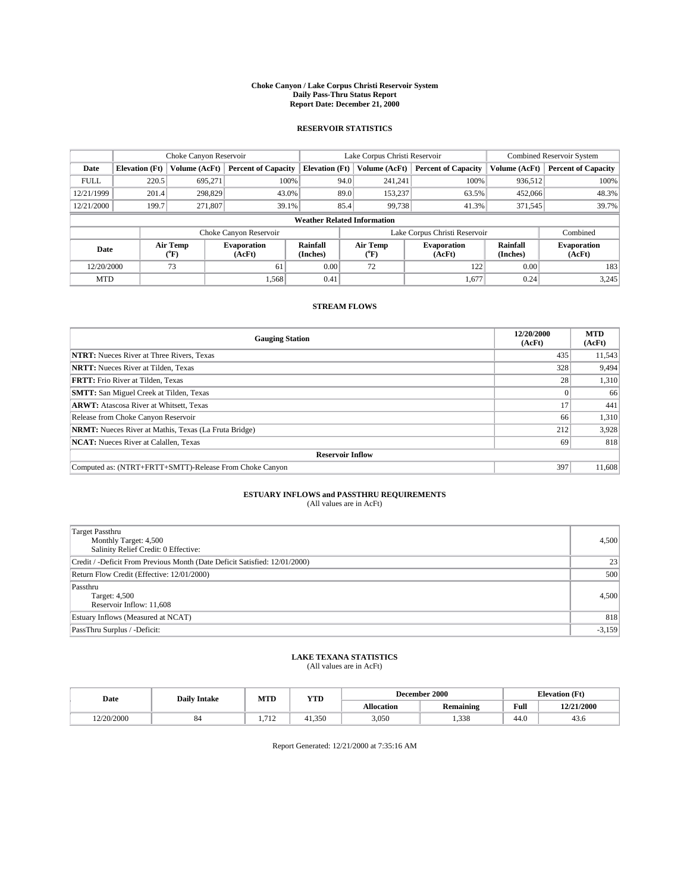# Choke Canyon / Lake Corpus Christi Reservoir System
## Daily Pass-Thru Status Report
## Report Date: December 21, 2000

### RESERVOIR STATISTICS

| | Choke Canyon Reservoir | | | Lake Corpus Christi Reservoir | | | Combined Reservoir System | |
|---|---|---|---|---|---|---|---|---|
| Date | Elevation (Ft) | Volume (AcFt) | Percent of Capacity | Elevation (Ft) | Volume (AcFt) | Percent of Capacity | Volume (AcFt) | Percent of Capacity |
| FULL | 220.5 | 695,271 | 100% | 94.0 | 241,241 | 100% | 936,512 | 100% |
| 12/21/1999 | 201.4 | 298,829 | 43.0% | 89.0 | 153,237 | 63.5% | 452,066 | 48.3% |
| 12/21/2000 | 199.7 | 271,807 | 39.1% | 85.4 | 99,738 | 41.3% | 371,545 | 39.7% |

**Weather Related Information**

| | Choke Canyon Reservoir | | | Lake Corpus Christi Reservoir | | | Combined |
|---|---|---|---|---|---|---|---|
| Date | Air Temp (°F) | Evaporation (AcFt) | Rainfall (Inches) | Air Temp (°F) | Evaporation (AcFt) | Rainfall (Inches) | Evaporation (AcFt) |
| 12/20/2000 | 73 | 61 | 0.00 | 72 | 122 | 0.00 | 183 |
| MTD | | 1,568 | 0.41 | | 1,677 | 0.24 | 3,245 |

### STREAM FLOWS

| Gauging Station | 12/20/2000 (AcFt) | MTD (AcFt) |
|---|---|---|
| **NTRT:** Nueces River at Three Rivers, Texas | 435 | 11,543 |
| **NRTT:** Nueces River at Tilden, Texas | 328 | 9,494 |
| **FRTT:** Frio River at Tilden, Texas | 28 | 1,310 |
| **SMTT:** San Miguel Creek at Tilden, Texas | 0 | 66 |
| **ARWT:** Atascosa River at Whitsett, Texas | 17 | 441 |
| Release from Choke Canyon Reservoir | 66 | 1,310 |
| **NRMT:** Nueces River at Mathis, Texas (La Fruta Bridge) | 212 | 3,928 |
| **NCAT:** Nueces River at Calallen, Texas | 69 | 818 |
| **Reservoir Inflow** | | |
| Computed as: (NTRT+FRTT+SMTT)-Release From Choke Canyon | 397 | 11,608 |

### ESTUARY INFLOWS and PASSTHRU REQUIREMENTS
(All values are in AcFt)

| | |
|---|---|
| Target Passthru<br>Monthly Target: 4,500<br>Salinity Relief Credit: 0 Effective: | 4,500 |
| Credit / -Deficit From Previous Month (Date Deficit Satisfied: 12/01/2000) | 23 |
| Return Flow Credit (Effective: 12/01/2000) | 500 |
| Passthru<br>Target: 4,500<br>Reservoir Inflow: 11,608 | 4,500 |
| Estuary Inflows (Measured at NCAT) | 818 |
| PassThru Surplus / -Deficit: | -3,159 |

### LAKE TEXANA STATISTICS
(All values are in AcFt)

| Date | Daily Intake | MTD | YTD | December 2000 | | Elevation (Ft) | |
|---|---|---|---|---|---|---|---|
| | | | | Allocation | Remaining | Full | 12/21/2000 |
| 12/20/2000 | 84 | 1,712 | 41,350 | 3,050 | 1,338 | 44.0 | 43.6 |

Report Generated: 12/21/2000 at 7:35:16 AM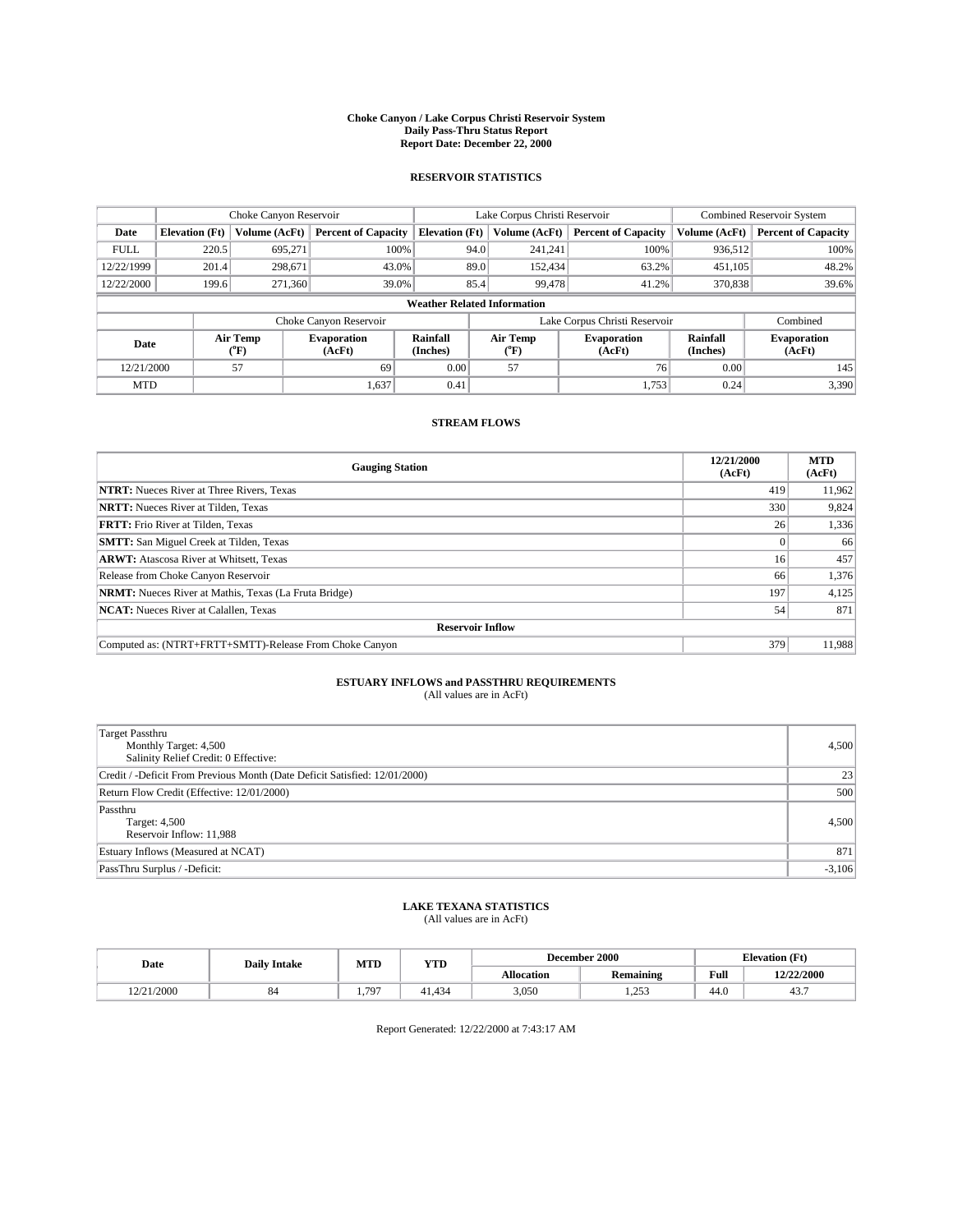**Choke Canyon / Lake Corpus Christi Reservoir System**
**Daily Pass-Thru Status Report**
**Report Date: December 22, 2000**

## RESERVOIR STATISTICS

| | Choke Canyon Reservoir | | | Lake Corpus Christi Reservoir | | | Combined Reservoir System | |
|---|---|---|---|---|---|---|---|---|
| **Date** | **Elevation (Ft)** | **Volume (AcFt)** | **Percent of Capacity** | **Elevation (Ft)** | **Volume (AcFt)** | **Percent of Capacity** | **Volume (AcFt)** | **Percent of Capacity** |
| FULL | 220.5 | 695,271 | 100% | 94.0 | 241,241 | 100% | 936,512 | 100% |
| 12/22/1999 | 201.4 | 298,671 | 43.0% | 89.0 | 152,434 | 63.2% | 451,105 | 48.2% |
| 12/22/2000 | 199.6 | 271,360 | 39.0% | 85.4 | 99,478 | 41.2% | 370,838 | 39.6% |

**Weather Related Information**

| | Choke Canyon Reservoir | | | Lake Corpus Christi Reservoir | | | Combined |
|---|---|---|---|---|---|---|---|
| **Date** | **Air Temp (°F)** | **Evaporation (AcFt)** | **Rainfall (Inches)** | **Air Temp (°F)** | **Evaporation (AcFt)** | **Rainfall (Inches)** | **Evaporation (AcFt)** |
| 12/21/2000 | 57 | 69 | 0.00 | 57 | 76 | 0.00 | 145 |
| MTD | | 1,637 | 0.41 | | 1,753 | 0.24 | 3,390 |

## STREAM FLOWS

| Gauging Station | 12/21/2000 (AcFt) | MTD (AcFt) |
|---|---|---|
| **NTRT:** Nueces River at Three Rivers, Texas | 419 | 11,962 |
| **NRTT:** Nueces River at Tilden, Texas | 330 | 9,824 |
| **FRTT:** Frio River at Tilden, Texas | 26 | 1,336 |
| **SMTT:** San Miguel Creek at Tilden, Texas | 0 | 66 |
| **ARWT:** Atascosa River at Whitsett, Texas | 16 | 457 |
| Release from Choke Canyon Reservoir | 66 | 1,376 |
| **NRMT:** Nueces River at Mathis, Texas (La Fruta Bridge) | 197 | 4,125 |
| **NCAT:** Nueces River at Calallen, Texas | 54 | 871 |
| **Reservoir Inflow** | | |
| Computed as: (NTRT+FRTT+SMTT)-Release From Choke Canyon | 379 | 11,988 |

## ESTUARY INFLOWS and PASSTHRU REQUIREMENTS
(All values are in AcFt)

| | |
|---|---|
| Target Passthru<br>Monthly Target: 4,500<br>Salinity Relief Credit: 0 Effective: | 4,500 |
| Credit / -Deficit From Previous Month (Date Deficit Satisfied: 12/01/2000) | 23 |
| Return Flow Credit (Effective: 12/01/2000) | 500 |
| Passthru<br>Target: 4,500<br>Reservoir Inflow: 11,988 | 4,500 |
| Estuary Inflows (Measured at NCAT) | 871 |
| PassThru Surplus / -Deficit: | -3,106 |

## LAKE TEXANA STATISTICS
(All values are in AcFt)

| Date | Daily Intake | MTD | YTD | December 2000 | | Elevation (Ft) | |
|---|---|---|---|---|---|---|---|
| | | | | **Allocation** | **Remaining** | **Full** | **12/22/2000** |
| 12/21/2000 | 84 | 1,797 | 41,434 | 3,050 | 1,253 | 44.0 | 43.7 |

Report Generated: 12/22/2000 at 7:43:17 AM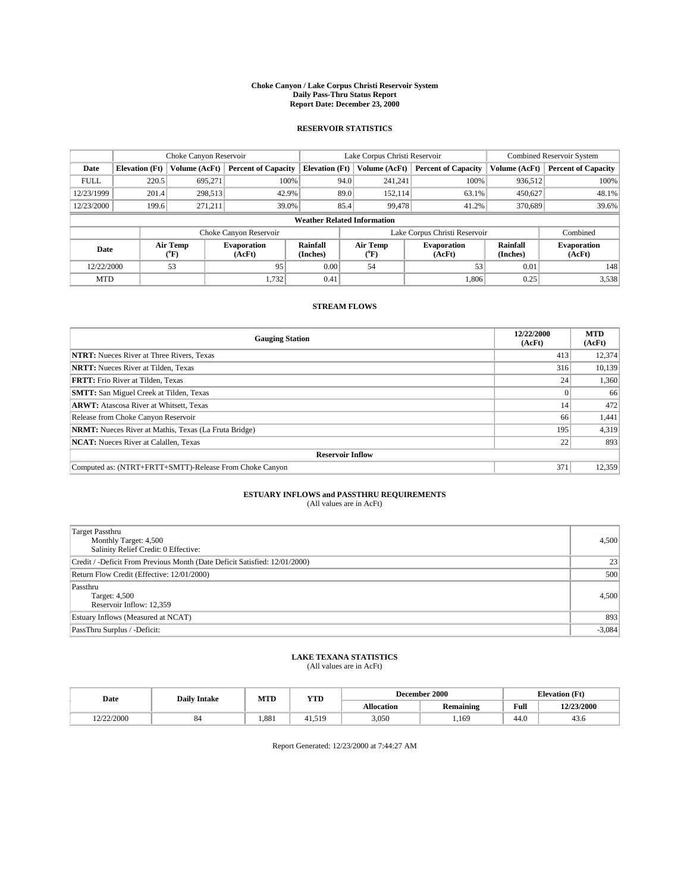# Choke Canyon / Lake Corpus Christi Reservoir System
## Daily Pass-Thru Status Report
### Report Date: December 23, 2000

## RESERVOIR STATISTICS

| | Choke Canyon Reservoir | | | Lake Corpus Christi Reservoir | | | Combined Reservoir System | |
|---|---|---|---|---|---|---|---|---|
| **Date** | **Elevation (Ft)** | **Volume (AcFt)** | **Percent of Capacity** | **Elevation (Ft)** | **Volume (AcFt)** | **Percent of Capacity** | **Volume (AcFt)** | **Percent of Capacity** |
| FULL | 220.5 | 695,271 | 100% | 94.0 | 241,241 | 100% | 936,512 | 100% |
| 12/23/1999 | 201.4 | 298,513 | 42.9% | 89.0 | 152,114 | 63.1% | 450,627 | 48.1% |
| 12/23/2000 | 199.6 | 271,211 | 39.0% | 85.4 | 99,478 | 41.2% | 370,689 | 39.6% |

**Weather Related Information**

| | Choke Canyon Reservoir | | | Lake Corpus Christi Reservoir | | | Combined |
|---|---|---|---|---|---|---|---|
| **Date** | **Air Temp (°F)** | **Evaporation (AcFt)** | **Rainfall (Inches)** | **Air Temp (°F)** | **Evaporation (AcFt)** | **Rainfall (Inches)** | **Evaporation (AcFt)** |
| 12/22/2000 | 53 | 95 | 0.00 | 54 | 53 | 0.01 | 148 |
| MTD | | 1,732 | 0.41 | | 1,806 | 0.25 | 3,538 |

## STREAM FLOWS

| Gauging Station | 12/22/2000 (AcFt) | MTD (AcFt) |
|---|---|---|
| **NTRT:** Nueces River at Three Rivers, Texas | 413 | 12,374 |
| **NRTT:** Nueces River at Tilden, Texas | 316 | 10,139 |
| **FRTT:** Frio River at Tilden, Texas | 24 | 1,360 |
| **SMTT:** San Miguel Creek at Tilden, Texas | 0 | 66 |
| **ARWT:** Atascosa River at Whitsett, Texas | 14 | 472 |
| Release from Choke Canyon Reservoir | 66 | 1,441 |
| **NRMT:** Nueces River at Mathis, Texas (La Fruta Bridge) | 195 | 4,319 |
| **NCAT:** Nueces River at Calallen, Texas | 22 | 893 |
| **Reservoir Inflow** | | |
| Computed as: (NTRT+FRTT+SMTT)-Release From Choke Canyon | 371 | 12,359 |

## ESTUARY INFLOWS and PASSTHRU REQUIREMENTS
(All values are in AcFt)

| | |
|---|---|
| Target Passthru<br>Monthly Target: 4,500<br>Salinity Relief Credit: 0 Effective: | 4,500 |
| Credit / -Deficit From Previous Month (Date Deficit Satisfied: 12/01/2000) | 23 |
| Return Flow Credit (Effective: 12/01/2000) | 500 |
| Passthru<br>Target: 4,500<br>Reservoir Inflow: 12,359 | 4,500 |
| Estuary Inflows (Measured at NCAT) | 893 |
| PassThru Surplus / -Deficit: | -3,084 |

## LAKE TEXANA STATISTICS
(All values are in AcFt)

| Date | Daily Intake | MTD | YTD | December 2000 | | Elevation (Ft) | |
|---|---|---|---|---|---|---|---|
| | | | | **Allocation** | **Remaining** | **Full** | **12/23/2000** |
| 12/22/2000 | 84 | 1,881 | 41,519 | 3,050 | 1,169 | 44.0 | 43.6 |

Report Generated: 12/23/2000 at 7:44:27 AM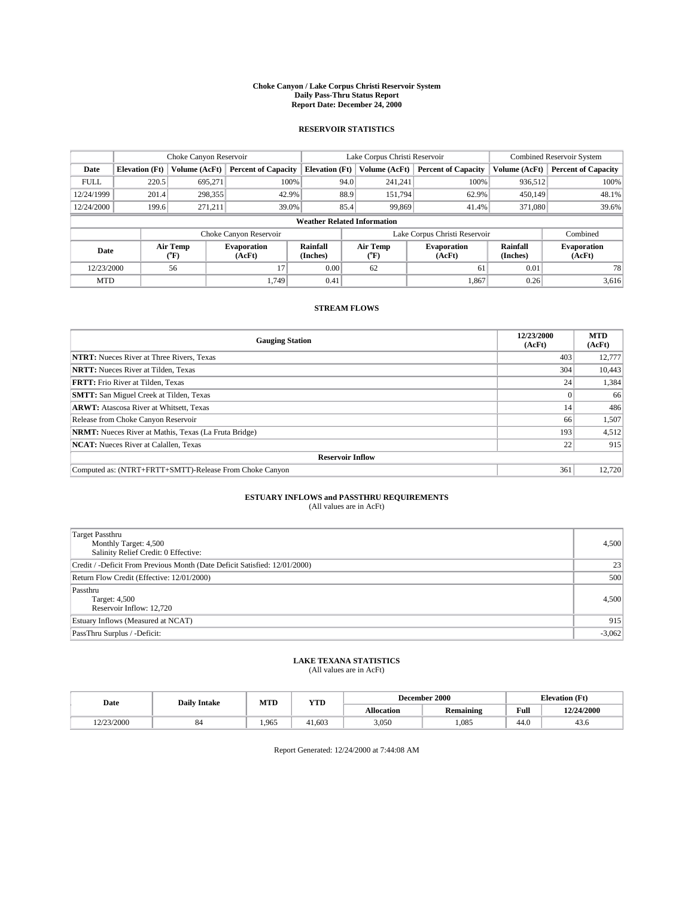# Choke Canyon / Lake Corpus Christi Reservoir System
## Daily Pass-Thru Status Report
## Report Date: December 24, 2000

### RESERVOIR STATISTICS

| | Choke Canyon Reservoir | | | Lake Corpus Christi Reservoir | | | Combined Reservoir System | |
|---|---|---|---|---|---|---|---|---|
| Date | Elevation (Ft) | Volume (AcFt) | Percent of Capacity | Elevation (Ft) | Volume (AcFt) | Percent of Capacity | Volume (AcFt) | Percent of Capacity |
| FULL | 220.5 | 695,271 | 100% | 94.0 | 241,241 | 100% | 936,512 | 100% |
| 12/24/1999 | 201.4 | 298,355 | 42.9% | 88.9 | 151,794 | 62.9% | 450,149 | 48.1% |
| 12/24/2000 | 199.6 | 271,211 | 39.0% | 85.4 | 99,869 | 41.4% | 371,080 | 39.6% |

**Weather Related Information**

| | Choke Canyon Reservoir | | | Lake Corpus Christi Reservoir | | | Combined |
|---|---|---|---|---|---|---|---|
| Date | Air Temp (°F) | Evaporation (AcFt) | Rainfall (Inches) | Air Temp (°F) | Evaporation (AcFt) | Rainfall (Inches) | Evaporation (AcFt) |
| 12/23/2000 | 56 | 17 | 0.00 | 62 | 61 | 0.01 | 78 |
| MTD | | 1,749 | 0.41 | | 1,867 | 0.26 | 3,616 |

### STREAM FLOWS

| Gauging Station | 12/23/2000 (AcFt) | MTD (AcFt) |
|---|---|---|
| **NTRT:** Nueces River at Three Rivers, Texas | 403 | 12,777 |
| **NRTT:** Nueces River at Tilden, Texas | 304 | 10,443 |
| **FRTT:** Frio River at Tilden, Texas | 24 | 1,384 |
| **SMTT:** San Miguel Creek at Tilden, Texas | 0 | 66 |
| **ARWT:** Atascosa River at Whitsett, Texas | 14 | 486 |
| Release from Choke Canyon Reservoir | 66 | 1,507 |
| **NRMT:** Nueces River at Mathis, Texas (La Fruta Bridge) | 193 | 4,512 |
| **NCAT:** Nueces River at Calallen, Texas | 22 | 915 |
| **Reservoir Inflow** | | |
| Computed as: (NTRT+FRTT+SMTT)-Release From Choke Canyon | 361 | 12,720 |

### ESTUARY INFLOWS and PASSTHRU REQUIREMENTS
(All values are in AcFt)

| | |
|---|---|
| Target Passthru<br>Monthly Target: 4,500<br>Salinity Relief Credit: 0 Effective: | 4,500 |
| Credit / -Deficit From Previous Month (Date Deficit Satisfied: 12/01/2000) | 23 |
| Return Flow Credit (Effective: 12/01/2000) | 500 |
| Passthru<br>Target: 4,500<br>Reservoir Inflow: 12,720 | 4,500 |
| Estuary Inflows (Measured at NCAT) | 915 |
| PassThru Surplus / -Deficit: | -3,062 |

### LAKE TEXANA STATISTICS
(All values are in AcFt)

| Date | Daily Intake | MTD | YTD | December 2000 | | Elevation (Ft) | |
|---|---|---|---|---|---|---|---|
| | | | | Allocation | Remaining | Full | 12/24/2000 |
| 12/23/2000 | 84 | 1,965 | 41,603 | 3,050 | 1,085 | 44.0 | 43.6 |

Report Generated: 12/24/2000 at 7:44:08 AM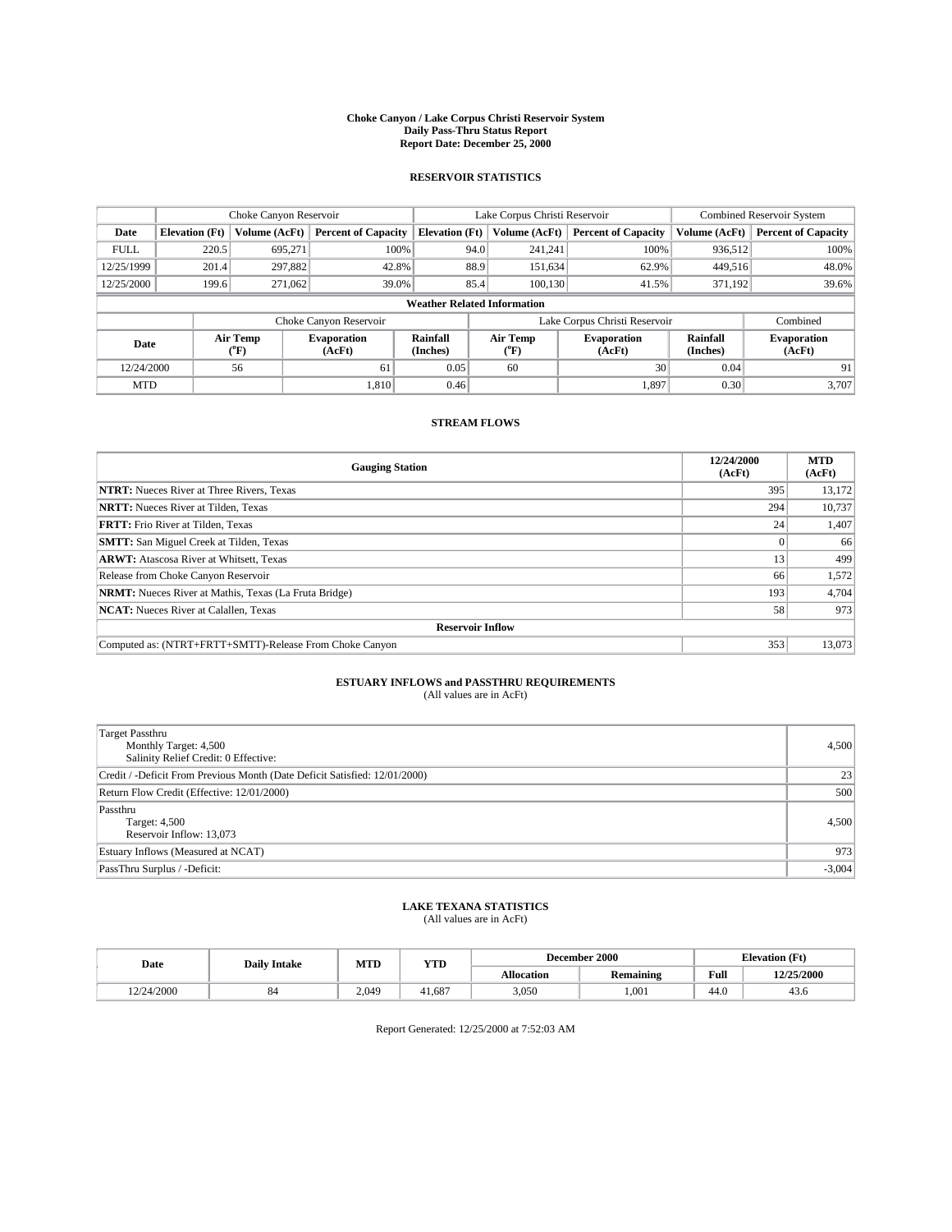# Choke Canyon / Lake Corpus Christi Reservoir System
## Daily Pass-Thru Status Report
## Report Date: December 25, 2000

### RESERVOIR STATISTICS

| | Choke Canyon Reservoir | | | Lake Corpus Christi Reservoir | | | Combined Reservoir System | |
|---|---|---|---|---|---|---|---|---|
| Date | Elevation (Ft) | Volume (AcFt) | Percent of Capacity | Elevation (Ft) | Volume (AcFt) | Percent of Capacity | Volume (AcFt) | Percent of Capacity |
| FULL | 220.5 | 695,271 | 100% | 94.0 | 241,241 | 100% | 936,512 | 100% |
| 12/25/1999 | 201.4 | 297,882 | 42.8% | 88.9 | 151,634 | 62.9% | 449,516 | 48.0% |
| 12/25/2000 | 199.6 | 271,062 | 39.0% | 85.4 | 100,130 | 41.5% | 371,192 | 39.6% |

**Weather Related Information**

| | Choke Canyon Reservoir | | | Lake Corpus Christi Reservoir | | | Combined |
|---|---|---|---|---|---|---|---|
| Date | Air Temp (°F) | Evaporation (AcFt) | Rainfall (Inches) | Air Temp (°F) | Evaporation (AcFt) | Rainfall (Inches) | Evaporation (AcFt) |
| 12/24/2000 | 56 | 61 | 0.05 | 60 | 30 | 0.04 | 91 |
| MTD | | 1,810 | 0.46 | | 1,897 | 0.30 | 3,707 |

### STREAM FLOWS

| Gauging Station | 12/24/2000 (AcFt) | MTD (AcFt) |
|---|---|---|
| **NTRT:** Nueces River at Three Rivers, Texas | 395 | 13,172 |
| **NRTT:** Nueces River at Tilden, Texas | 294 | 10,737 |
| **FRTT:** Frio River at Tilden, Texas | 24 | 1,407 |
| **SMTT:** San Miguel Creek at Tilden, Texas | 0 | 66 |
| **ARWT:** Atascosa River at Whitsett, Texas | 13 | 499 |
| Release from Choke Canyon Reservoir | 66 | 1,572 |
| **NRMT:** Nueces River at Mathis, Texas (La Fruta Bridge) | 193 | 4,704 |
| **NCAT:** Nueces River at Calallen, Texas | 58 | 973 |
| **Reservoir Inflow** | | |
| Computed as: (NTRT+FRTT+SMTT)-Release From Choke Canyon | 353 | 13,073 |

### ESTUARY INFLOWS and PASSTHRU REQUIREMENTS
(All values are in AcFt)

| | |
|---|---|
| Target Passthru<br>Monthly Target: 4,500<br>Salinity Relief Credit: 0 Effective: | 4,500 |
| Credit / -Deficit From Previous Month (Date Deficit Satisfied: 12/01/2000) | 23 |
| Return Flow Credit (Effective: 12/01/2000) | 500 |
| Passthru<br>Target: 4,500<br>Reservoir Inflow: 13,073 | 4,500 |
| Estuary Inflows (Measured at NCAT) | 973 |
| PassThru Surplus / -Deficit: | -3,004 |

### LAKE TEXANA STATISTICS
(All values are in AcFt)

| Date | Daily Intake | MTD | YTD | December 2000 | | Elevation (Ft) | |
|---|---|---|---|---|---|---|---|
| | | | | Allocation | Remaining | Full | 12/25/2000 |
| 12/24/2000 | 84 | 2,049 | 41,687 | 3,050 | 1,001 | 44.0 | 43.6 |

Report Generated: 12/25/2000 at 7:52:03 AM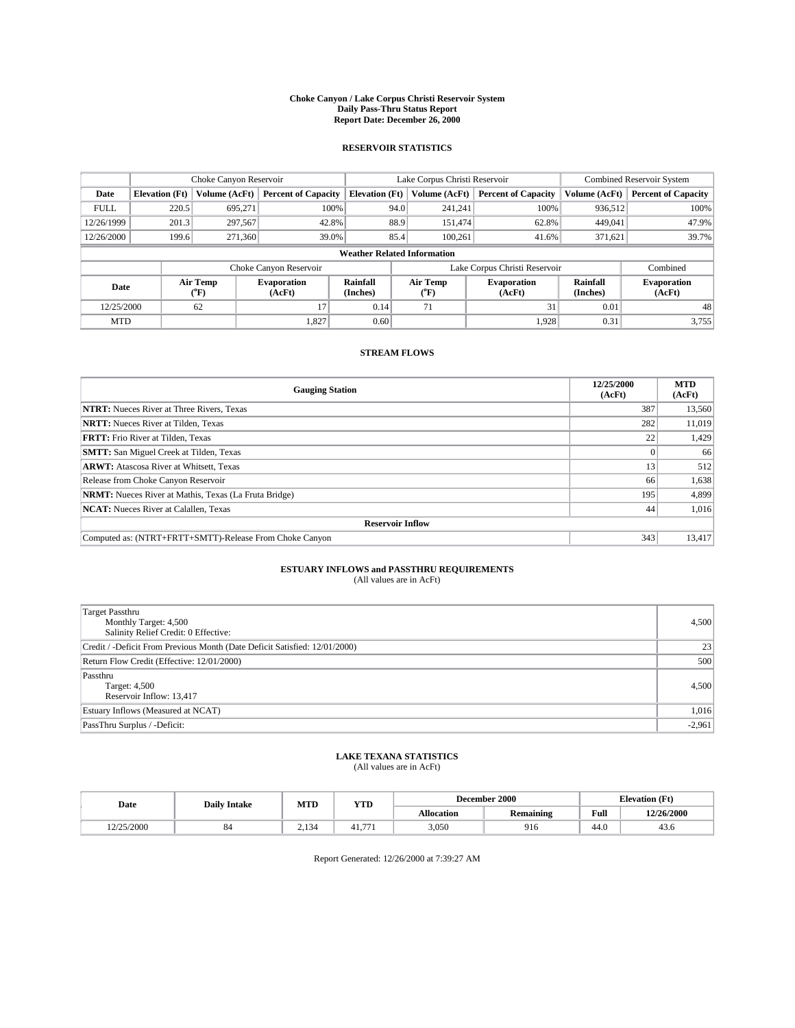**Choke Canyon / Lake Corpus Christi Reservoir System**
**Daily Pass-Thru Status Report**
**Report Date: December 26, 2000**

## RESERVOIR STATISTICS

| | Choke Canyon Reservoir | | | Lake Corpus Christi Reservoir | | | Combined Reservoir System | |
|---|---|---|---|---|---|---|---|---|
| **Date** | **Elevation (Ft)** | **Volume (AcFt)** | **Percent of Capacity** | **Elevation (Ft)** | **Volume (AcFt)** | **Percent of Capacity** | **Volume (AcFt)** | **Percent of Capacity** |
| FULL | 220.5 | 695,271 | 100% | 94.0 | 241,241 | 100% | 936,512 | 100% |
| 12/26/1999 | 201.3 | 297,567 | 42.8% | 88.9 | 151,474 | 62.8% | 449,041 | 47.9% |
| 12/26/2000 | 199.6 | 271,360 | 39.0% | 85.4 | 100,261 | 41.6% | 371,621 | 39.7% |

**Weather Related Information**

| | Choke Canyon Reservoir | | | Lake Corpus Christi Reservoir | | | Combined |
|---|---|---|---|---|---|---|---|
| **Date** | **Air Temp (°F)** | **Evaporation (AcFt)** | **Rainfall (Inches)** | **Air Temp (°F)** | **Evaporation (AcFt)** | **Rainfall (Inches)** | **Evaporation (AcFt)** |
| 12/25/2000 | 62 | 17 | 0.14 | 71 | 31 | 0.01 | 48 |
| MTD | | 1,827 | 0.60 | | 1,928 | 0.31 | 3,755 |

## STREAM FLOWS

| Gauging Station | 12/25/2000 (AcFt) | MTD (AcFt) |
|---|---|---|
| **NTRT:** Nueces River at Three Rivers, Texas | 387 | 13,560 |
| **NRTT:** Nueces River at Tilden, Texas | 282 | 11,019 |
| **FRTT:** Frio River at Tilden, Texas | 22 | 1,429 |
| **SMTT:** San Miguel Creek at Tilden, Texas | 0 | 66 |
| **ARWT:** Atascosa River at Whitsett, Texas | 13 | 512 |
| Release from Choke Canyon Reservoir | 66 | 1,638 |
| **NRMT:** Nueces River at Mathis, Texas (La Fruta Bridge) | 195 | 4,899 |
| **NCAT:** Nueces River at Calallen, Texas | 44 | 1,016 |
| **Reservoir Inflow** | | |
| Computed as: (NTRT+FRTT+SMTT)-Release From Choke Canyon | 343 | 13,417 |

## ESTUARY INFLOWS and PASSTHRU REQUIREMENTS

(All values are in AcFt)

| | |
|---|---|
| Target Passthru<br>Monthly Target: 4,500<br>Salinity Relief Credit: 0 Effective: | 4,500 |
| Credit / -Deficit From Previous Month (Date Deficit Satisfied: 12/01/2000) | 23 |
| Return Flow Credit (Effective: 12/01/2000) | 500 |
| Passthru<br>Target: 4,500<br>Reservoir Inflow: 13,417 | 4,500 |
| Estuary Inflows (Measured at NCAT) | 1,016 |
| PassThru Surplus / -Deficit: | -2,961 |

## LAKE TEXANA STATISTICS

(All values are in AcFt)

| Date | Daily Intake | MTD | YTD | December 2000 | | Elevation (Ft) | |
|---|---|---|---|---|---|---|---|
| | | | | **Allocation** | **Remaining** | **Full** | **12/26/2000** |
| 12/25/2000 | 84 | 2,134 | 41,771 | 3,050 | 916 | 44.0 | 43.6 |

Report Generated: 12/26/2000 at 7:39:27 AM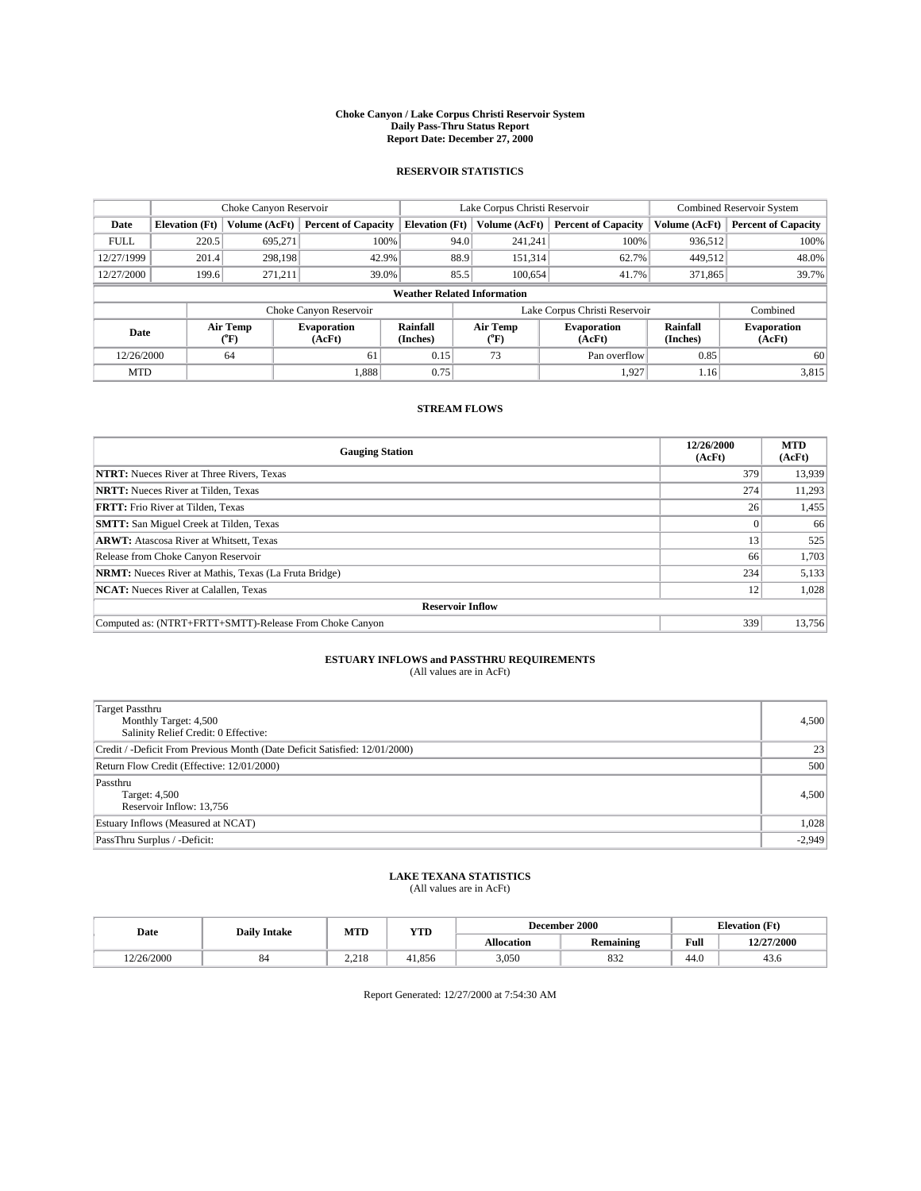# Choke Canyon / Lake Corpus Christi Reservoir System
## Daily Pass-Thru Status Report
## Report Date: December 27, 2000

### RESERVOIR STATISTICS

| | Choke Canyon Reservoir | | | Lake Corpus Christi Reservoir | | | Combined Reservoir System | |
|---|---|---|---|---|---|---|---|---|
| **Date** | **Elevation (Ft)** | **Volume (AcFt)** | **Percent of Capacity** | **Elevation (Ft)** | **Volume (AcFt)** | **Percent of Capacity** | **Volume (AcFt)** | **Percent of Capacity** |
| FULL | 220.5 | 695,271 | 100% | 94.0 | 241,241 | 100% | 936,512 | 100% |
| 12/27/1999 | 201.4 | 298,198 | 42.9% | 88.9 | 151,314 | 62.7% | 449,512 | 48.0% |
| 12/27/2000 | 199.6 | 271,211 | 39.0% | 85.5 | 100,654 | 41.7% | 371,865 | 39.7% |

**Weather Related Information**

| | Choke Canyon Reservoir | | | Lake Corpus Christi Reservoir | | | Combined |
|---|---|---|---|---|---|---|---|
| **Date** | **Air Temp (°F)** | **Evaporation (AcFt)** | **Rainfall (Inches)** | **Air Temp (°F)** | **Evaporation (AcFt)** | **Rainfall (Inches)** | **Evaporation (AcFt)** |
| 12/26/2000 | 64 | 61 | 0.15 | 73 | Pan overflow | 0.85 | 60 |
| MTD | | 1,888 | 0.75 | | 1,927 | 1.16 | 3,815 |

### STREAM FLOWS

| Gauging Station | 12/26/2000 (AcFt) | MTD (AcFt) |
|---|---|---|
| **NTRT:** Nueces River at Three Rivers, Texas | 379 | 13,939 |
| **NRTT:** Nueces River at Tilden, Texas | 274 | 11,293 |
| **FRTT:** Frio River at Tilden, Texas | 26 | 1,455 |
| **SMTT:** San Miguel Creek at Tilden, Texas | 0 | 66 |
| **ARWT:** Atascosa River at Whitsett, Texas | 13 | 525 |
| Release from Choke Canyon Reservoir | 66 | 1,703 |
| **NRMT:** Nueces River at Mathis, Texas (La Fruta Bridge) | 234 | 5,133 |
| **NCAT:** Nueces River at Calallen, Texas | 12 | 1,028 |
| **Reservoir Inflow** | | |
| Computed as: (NTRT+FRTT+SMTT)-Release From Choke Canyon | 339 | 13,756 |

### ESTUARY INFLOWS and PASSTHRU REQUIREMENTS
(All values are in AcFt)

| | |
|---|---|
| Target Passthru<br>Monthly Target: 4,500<br>Salinity Relief Credit: 0 Effective: | 4,500 |
| Credit / -Deficit From Previous Month (Date Deficit Satisfied: 12/01/2000) | 23 |
| Return Flow Credit (Effective: 12/01/2000) | 500 |
| Passthru<br>Target: 4,500<br>Reservoir Inflow: 13,756 | 4,500 |
| Estuary Inflows (Measured at NCAT) | 1,028 |
| PassThru Surplus / -Deficit: | -2,949 |

### LAKE TEXANA STATISTICS
(All values are in AcFt)

| Date | Daily Intake | MTD | YTD | December 2000 | | Elevation (Ft) | |
|---|---|---|---|---|---|---|---|
| | | | | **Allocation** | **Remaining** | **Full** | **12/27/2000** |
| 12/26/2000 | 84 | 2,218 | 41,856 | 3,050 | 832 | 44.0 | 43.6 |

Report Generated: 12/27/2000 at 7:54:30 AM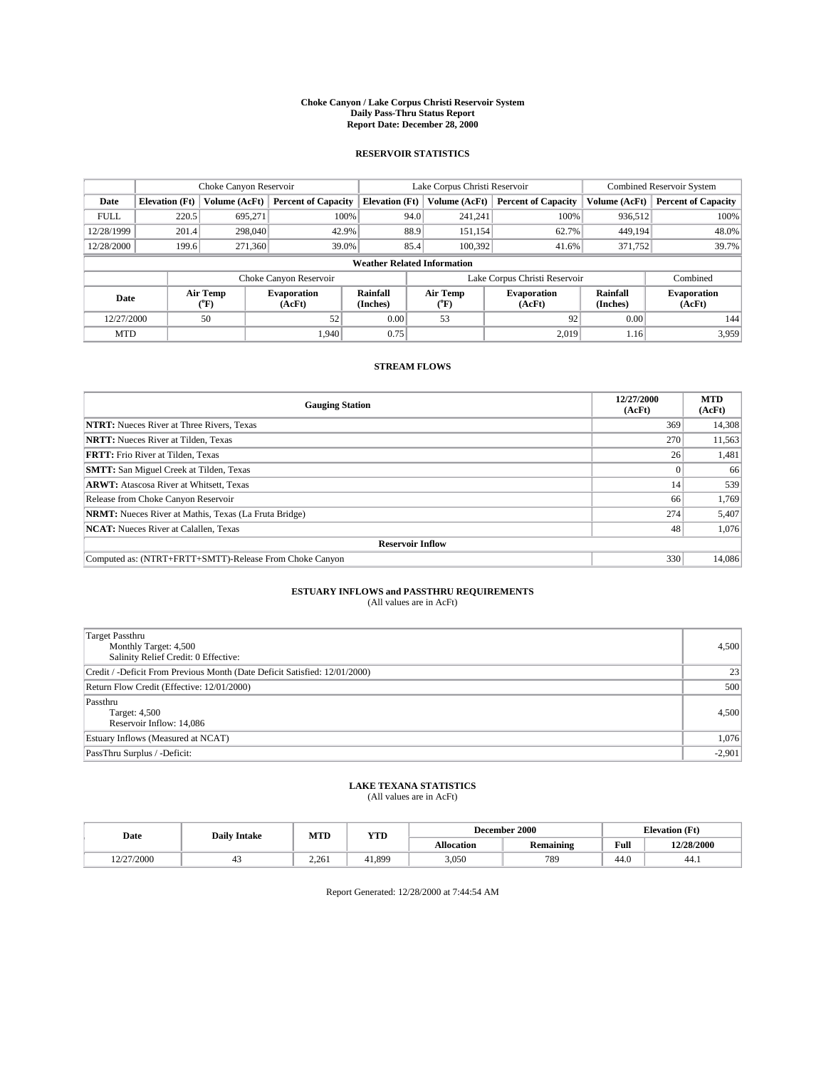**Choke Canyon / Lake Corpus Christi Reservoir System**
**Daily Pass-Thru Status Report**
**Report Date: December 28, 2000**

## RESERVOIR STATISTICS

| | Choke Canyon Reservoir | | | Lake Corpus Christi Reservoir | | | Combined Reservoir System | |
|---|---|---|---|---|---|---|---|---|
| **Date** | **Elevation (Ft)** | **Volume (AcFt)** | **Percent of Capacity** | **Elevation (Ft)** | **Volume (AcFt)** | **Percent of Capacity** | **Volume (AcFt)** | **Percent of Capacity** |
| FULL | 220.5 | 695,271 | 100% | 94.0 | 241,241 | 100% | 936,512 | 100% |
| 12/28/1999 | 201.4 | 298,040 | 42.9% | 88.9 | 151,154 | 62.7% | 449,194 | 48.0% |
| 12/28/2000 | 199.6 | 271,360 | 39.0% | 85.4 | 100,392 | 41.6% | 371,752 | 39.7% |

**Weather Related Information**

| | Choke Canyon Reservoir | | | Lake Corpus Christi Reservoir | | | Combined |
|---|---|---|---|---|---|---|---|
| **Date** | **Air Temp (°F)** | **Evaporation (AcFt)** | **Rainfall (Inches)** | **Air Temp (°F)** | **Evaporation (AcFt)** | **Rainfall (Inches)** | **Evaporation (AcFt)** |
| 12/27/2000 | 50 | 52 | 0.00 | 53 | 92 | 0.00 | 144 |
| MTD | | 1,940 | 0.75 | | 2,019 | 1.16 | 3,959 |

## STREAM FLOWS

| Gauging Station | 12/27/2000 (AcFt) | MTD (AcFt) |
|---|---|---|
| **NTRT:** Nueces River at Three Rivers, Texas | 369 | 14,308 |
| **NRTT:** Nueces River at Tilden, Texas | 270 | 11,563 |
| **FRTT:** Frio River at Tilden, Texas | 26 | 1,481 |
| **SMTT:** San Miguel Creek at Tilden, Texas | 0 | 66 |
| **ARWT:** Atascosa River at Whitsett, Texas | 14 | 539 |
| Release from Choke Canyon Reservoir | 66 | 1,769 |
| **NRMT:** Nueces River at Mathis, Texas (La Fruta Bridge) | 274 | 5,407 |
| **NCAT:** Nueces River at Calallen, Texas | 48 | 1,076 |
| **Reservoir Inflow** | | |
| Computed as: (NTRT+FRTT+SMTT)-Release From Choke Canyon | 330 | 14,086 |

## ESTUARY INFLOWS and PASSTHRU REQUIREMENTS

(All values are in AcFt)

| | |
|---|---|
| Target Passthru<br>Monthly Target: 4,500<br>Salinity Relief Credit: 0 Effective: | 4,500 |
| Credit / -Deficit From Previous Month (Date Deficit Satisfied: 12/01/2000) | 23 |
| Return Flow Credit (Effective: 12/01/2000) | 500 |
| Passthru<br>Target: 4,500<br>Reservoir Inflow: 14,086 | 4,500 |
| Estuary Inflows (Measured at NCAT) | 1,076 |
| PassThru Surplus / -Deficit: | -2,901 |

## LAKE TEXANA STATISTICS

(All values are in AcFt)

| Date | Daily Intake | MTD | YTD | December 2000 | | Elevation (Ft) | |
|---|---|---|---|---|---|---|---|
| | | | | **Allocation** | **Remaining** | **Full** | **12/28/2000** |
| 12/27/2000 | 43 | 2,261 | 41,899 | 3,050 | 789 | 44.0 | 44.1 |

Report Generated: 12/28/2000 at 7:44:54 AM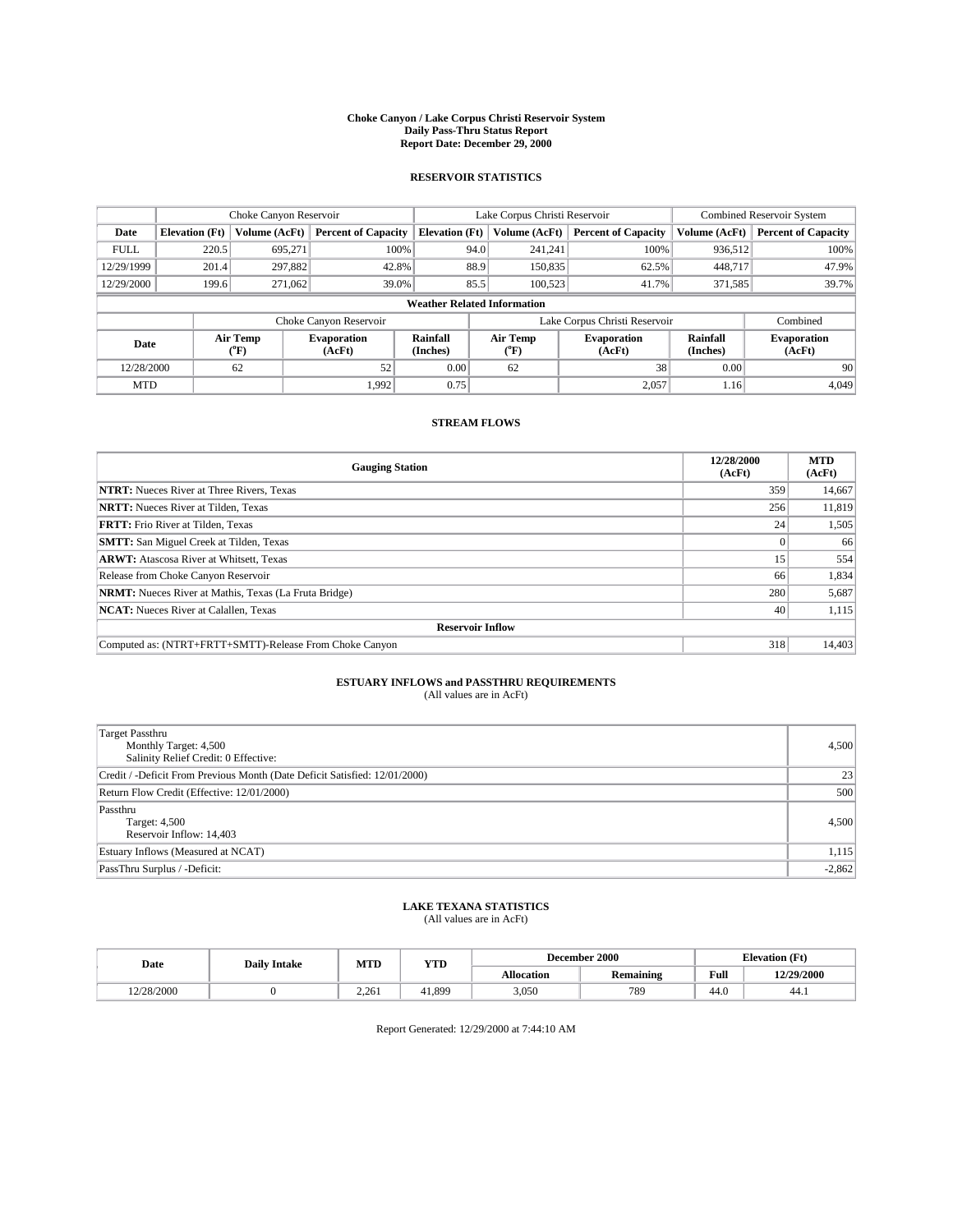**Choke Canyon / Lake Corpus Christi Reservoir System**
**Daily Pass-Thru Status Report**
**Report Date: December 29, 2000**

## RESERVOIR STATISTICS

| | Choke Canyon Reservoir | | | Lake Corpus Christi Reservoir | | | Combined Reservoir System | |
|---|---|---|---|---|---|---|---|---|
| **Date** | **Elevation (Ft)** | **Volume (AcFt)** | **Percent of Capacity** | **Elevation (Ft)** | **Volume (AcFt)** | **Percent of Capacity** | **Volume (AcFt)** | **Percent of Capacity** |
| FULL | 220.5 | 695,271 | 100% | 94.0 | 241,241 | 100% | 936,512 | 100% |
| 12/29/1999 | 201.4 | 297,882 | 42.8% | 88.9 | 150,835 | 62.5% | 448,717 | 47.9% |
| 12/29/2000 | 199.6 | 271,062 | 39.0% | 85.5 | 100,523 | 41.7% | 371,585 | 39.7% |

**Weather Related Information**

| | Choke Canyon Reservoir | | | Lake Corpus Christi Reservoir | | | Combined |
|---|---|---|---|---|---|---|---|
| **Date** | **Air Temp (°F)** | **Evaporation (AcFt)** | **Rainfall (Inches)** | **Air Temp (°F)** | **Evaporation (AcFt)** | **Rainfall (Inches)** | **Evaporation (AcFt)** |
| 12/28/2000 | 62 | 52 | 0.00 | 62 | 38 | 0.00 | 90 |
| MTD | | 1,992 | 0.75 | | 2,057 | 1.16 | 4,049 |

## STREAM FLOWS

| Gauging Station | 12/28/2000 (AcFt) | MTD (AcFt) |
|---|---|---|
| **NTRT:** Nueces River at Three Rivers, Texas | 359 | 14,667 |
| **NRTT:** Nueces River at Tilden, Texas | 256 | 11,819 |
| **FRTT:** Frio River at Tilden, Texas | 24 | 1,505 |
| **SMTT:** San Miguel Creek at Tilden, Texas | 0 | 66 |
| **ARWT:** Atascosa River at Whitsett, Texas | 15 | 554 |
| Release from Choke Canyon Reservoir | 66 | 1,834 |
| **NRMT:** Nueces River at Mathis, Texas (La Fruta Bridge) | 280 | 5,687 |
| **NCAT:** Nueces River at Calallen, Texas | 40 | 1,115 |
| **Reservoir Inflow** | | |
| Computed as: (NTRT+FRTT+SMTT)-Release From Choke Canyon | 318 | 14,403 |

## ESTUARY INFLOWS and PASSTHRU REQUIREMENTS
(All values are in AcFt)

| | |
|---|---|
| Target Passthru<br>Monthly Target: 4,500<br>Salinity Relief Credit: 0 Effective: | 4,500 |
| Credit / -Deficit From Previous Month (Date Deficit Satisfied: 12/01/2000) | 23 |
| Return Flow Credit (Effective: 12/01/2000) | 500 |
| Passthru<br>Target: 4,500<br>Reservoir Inflow: 14,403 | 4,500 |
| Estuary Inflows (Measured at NCAT) | 1,115 |
| PassThru Surplus / -Deficit: | -2,862 |

## LAKE TEXANA STATISTICS
(All values are in AcFt)

| Date | Daily Intake | MTD | YTD | December 2000 | | Elevation (Ft) | |
|---|---|---|---|---|---|---|---|
| | | | | **Allocation** | **Remaining** | **Full** | **12/29/2000** |
| 12/28/2000 | 0 | 2,261 | 41,899 | 3,050 | 789 | 44.0 | 44.1 |

Report Generated: 12/29/2000 at 7:44:10 AM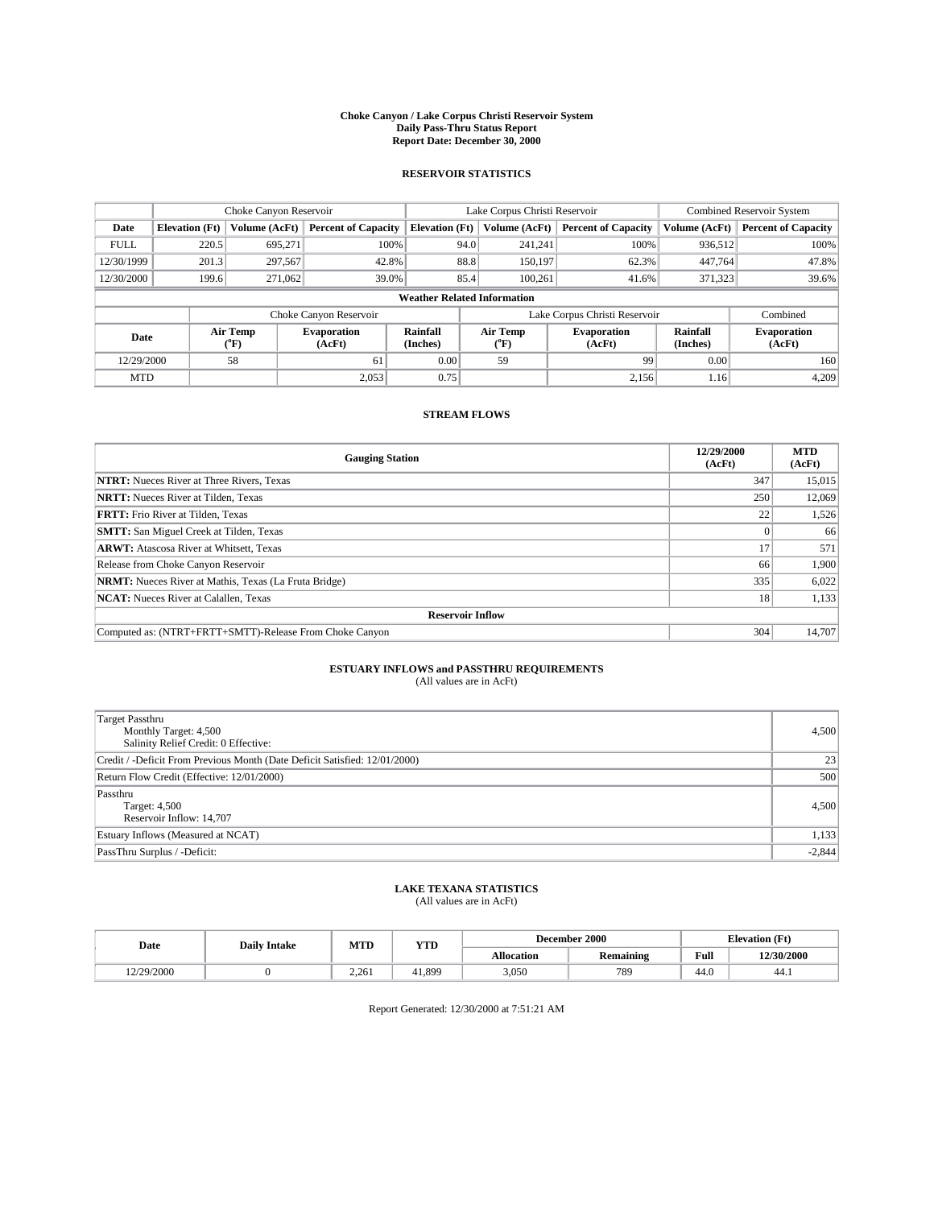**Choke Canyon / Lake Corpus Christi Reservoir System**
**Daily Pass-Thru Status Report**
**Report Date: December 30, 2000**

## RESERVOIR STATISTICS

| | Choke Canyon Reservoir | | | Lake Corpus Christi Reservoir | | | Combined Reservoir System | |
|---|---|---|---|---|---|---|---|---|
| **Date** | **Elevation (Ft)** | **Volume (AcFt)** | **Percent of Capacity** | **Elevation (Ft)** | **Volume (AcFt)** | **Percent of Capacity** | **Volume (AcFt)** | **Percent of Capacity** |
| FULL | 220.5 | 695,271 | 100% | 94.0 | 241,241 | 100% | 936,512 | 100% |
| 12/30/1999 | 201.3 | 297,567 | 42.8% | 88.8 | 150,197 | 62.3% | 447,764 | 47.8% |
| 12/30/2000 | 199.6 | 271,062 | 39.0% | 85.4 | 100,261 | 41.6% | 371,323 | 39.6% |

**Weather Related Information**

| | Choke Canyon Reservoir | | | Lake Corpus Christi Reservoir | | | Combined |
|---|---|---|---|---|---|---|---|
| **Date** | **Air Temp (°F)** | **Evaporation (AcFt)** | **Rainfall (Inches)** | **Air Temp (°F)** | **Evaporation (AcFt)** | **Rainfall (Inches)** | **Evaporation (AcFt)** |
| 12/29/2000 | 58 | 61 | 0.00 | 59 | 99 | 0.00 | 160 |
| MTD | | 2,053 | 0.75 | | 2,156 | 1.16 | 4,209 |

## STREAM FLOWS

| Gauging Station | 12/29/2000 (AcFt) | MTD (AcFt) |
|---|---|---|
| **NTRT:** Nueces River at Three Rivers, Texas | 347 | 15,015 |
| **NRTT:** Nueces River at Tilden, Texas | 250 | 12,069 |
| **FRTT:** Frio River at Tilden, Texas | 22 | 1,526 |
| **SMTT:** San Miguel Creek at Tilden, Texas | 0 | 66 |
| **ARWT:** Atascosa River at Whitsett, Texas | 17 | 571 |
| Release from Choke Canyon Reservoir | 66 | 1,900 |
| **NRMT:** Nueces River at Mathis, Texas (La Fruta Bridge) | 335 | 6,022 |
| **NCAT:** Nueces River at Calallen, Texas | 18 | 1,133 |
| **Reservoir Inflow** | | |
| Computed as: (NTRT+FRTT+SMTT)-Release From Choke Canyon | 304 | 14,707 |

## ESTUARY INFLOWS and PASSTHRU REQUIREMENTS

(All values are in AcFt)

| | |
|---|---|
| Target Passthru<br>Monthly Target: 4,500<br>Salinity Relief Credit: 0 Effective: | 4,500 |
| Credit / -Deficit From Previous Month (Date Deficit Satisfied: 12/01/2000) | 23 |
| Return Flow Credit (Effective: 12/01/2000) | 500 |
| Passthru<br>Target: 4,500<br>Reservoir Inflow: 14,707 | 4,500 |
| Estuary Inflows (Measured at NCAT) | 1,133 |
| PassThru Surplus / -Deficit: | -2,844 |

## LAKE TEXANA STATISTICS

(All values are in AcFt)

| Date | Daily Intake | MTD | YTD | December 2000 | | Elevation (Ft) | |
|---|---|---|---|---|---|---|---|
| | | | | **Allocation** | **Remaining** | **Full** | **12/30/2000** |
| 12/29/2000 | 0 | 2,261 | 41,899 | 3,050 | 789 | 44.0 | 44.1 |

Report Generated: 12/30/2000 at 7:51:21 AM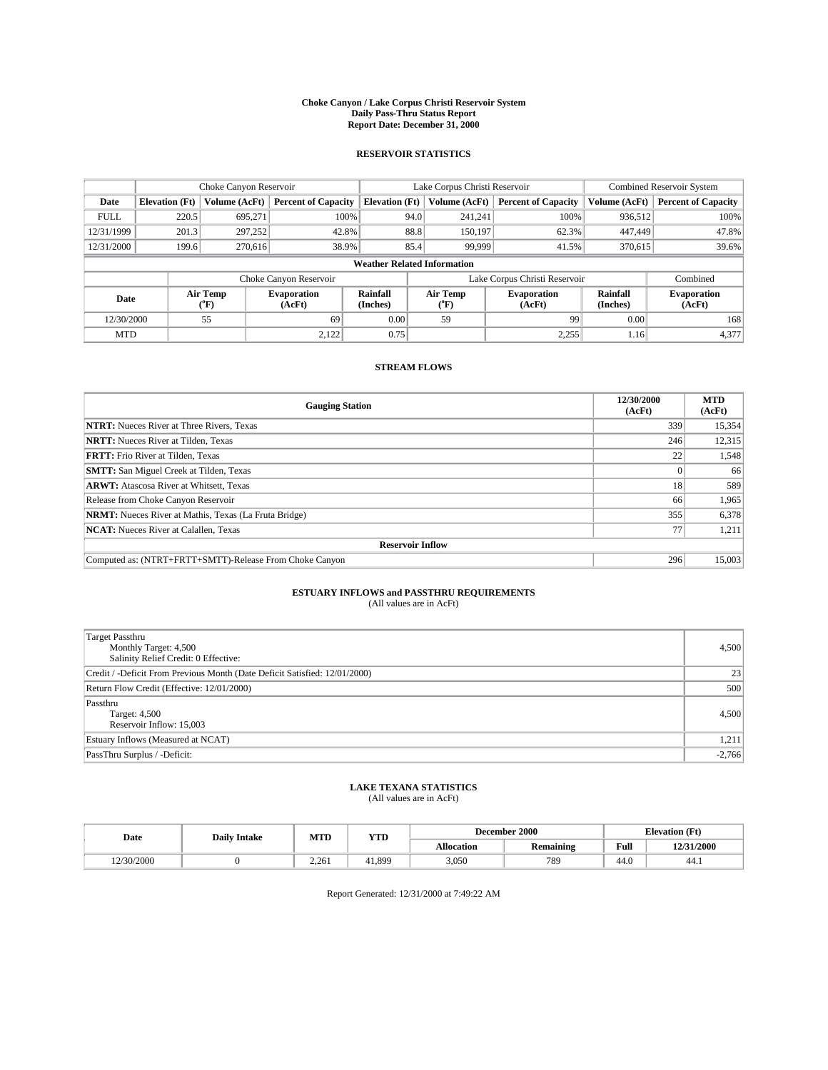# Choke Canyon / Lake Corpus Christi Reservoir System
## Daily Pass-Thru Status Report
## Report Date: December 31, 2000

### RESERVOIR STATISTICS

| | Choke Canyon Reservoir | | | Lake Corpus Christi Reservoir | | | Combined Reservoir System | |
|---|---|---|---|---|---|---|---|---|
| Date | Elevation (Ft) | Volume (AcFt) | Percent of Capacity | Elevation (Ft) | Volume (AcFt) | Percent of Capacity | Volume (AcFt) | Percent of Capacity |
| FULL | 220.5 | 695,271 | 100% | 94.0 | 241,241 | 100% | 936,512 | 100% |
| 12/31/1999 | 201.3 | 297,252 | 42.8% | 88.8 | 150,197 | 62.3% | 447,449 | 47.8% |
| 12/31/2000 | 199.6 | 270,616 | 38.9% | 85.4 | 99,999 | 41.5% | 370,615 | 39.6% |

**Weather Related Information**

| | Choke Canyon Reservoir | | | Lake Corpus Christi Reservoir | | | Combined |
|---|---|---|---|---|---|---|---|
| Date | Air Temp (°F) | Evaporation (AcFt) | Rainfall (Inches) | Air Temp (°F) | Evaporation (AcFt) | Rainfall (Inches) | Evaporation (AcFt) |
| 12/30/2000 | 55 | 69 | 0.00 | 59 | 99 | 0.00 | 168 |
| MTD | | 2,122 | 0.75 | | 2,255 | 1.16 | 4,377 |

### STREAM FLOWS

| Gauging Station | 12/30/2000 (AcFt) | MTD (AcFt) |
|---|---|---|
| **NTRT:** Nueces River at Three Rivers, Texas | 339 | 15,354 |
| **NRTT:** Nueces River at Tilden, Texas | 246 | 12,315 |
| **FRTT:** Frio River at Tilden, Texas | 22 | 1,548 |
| **SMTT:** San Miguel Creek at Tilden, Texas | 0 | 66 |
| **ARWT:** Atascosa River at Whitsett, Texas | 18 | 589 |
| Release from Choke Canyon Reservoir | 66 | 1,965 |
| **NRMT:** Nueces River at Mathis, Texas (La Fruta Bridge) | 355 | 6,378 |
| **NCAT:** Nueces River at Calallen, Texas | 77 | 1,211 |
| **Reservoir Inflow** | | |
| Computed as: (NTRT+FRTT+SMTT)-Release From Choke Canyon | 296 | 15,003 |

### ESTUARY INFLOWS and PASSTHRU REQUIREMENTS
(All values are in AcFt)

| | |
|---|---|
| Target Passthru<br>Monthly Target: 4,500<br>Salinity Relief Credit: 0 Effective: | 4,500 |
| Credit / -Deficit From Previous Month (Date Deficit Satisfied: 12/01/2000) | 23 |
| Return Flow Credit (Effective: 12/01/2000) | 500 |
| Passthru<br>Target: 4,500<br>Reservoir Inflow: 15,003 | 4,500 |
| Estuary Inflows (Measured at NCAT) | 1,211 |
| PassThru Surplus / -Deficit: | -2,766 |

### LAKE TEXANA STATISTICS
(All values are in AcFt)

| Date | Daily Intake | MTD | YTD | December 2000 | | Elevation (Ft) | |
|---|---|---|---|---|---|---|---|
| | | | | Allocation | Remaining | Full | 12/31/2000 |
| 12/30/2000 | 0 | 2,261 | 41,899 | 3,050 | 789 | 44.0 | 44.1 |

Report Generated: 12/31/2000 at 7:49:22 AM